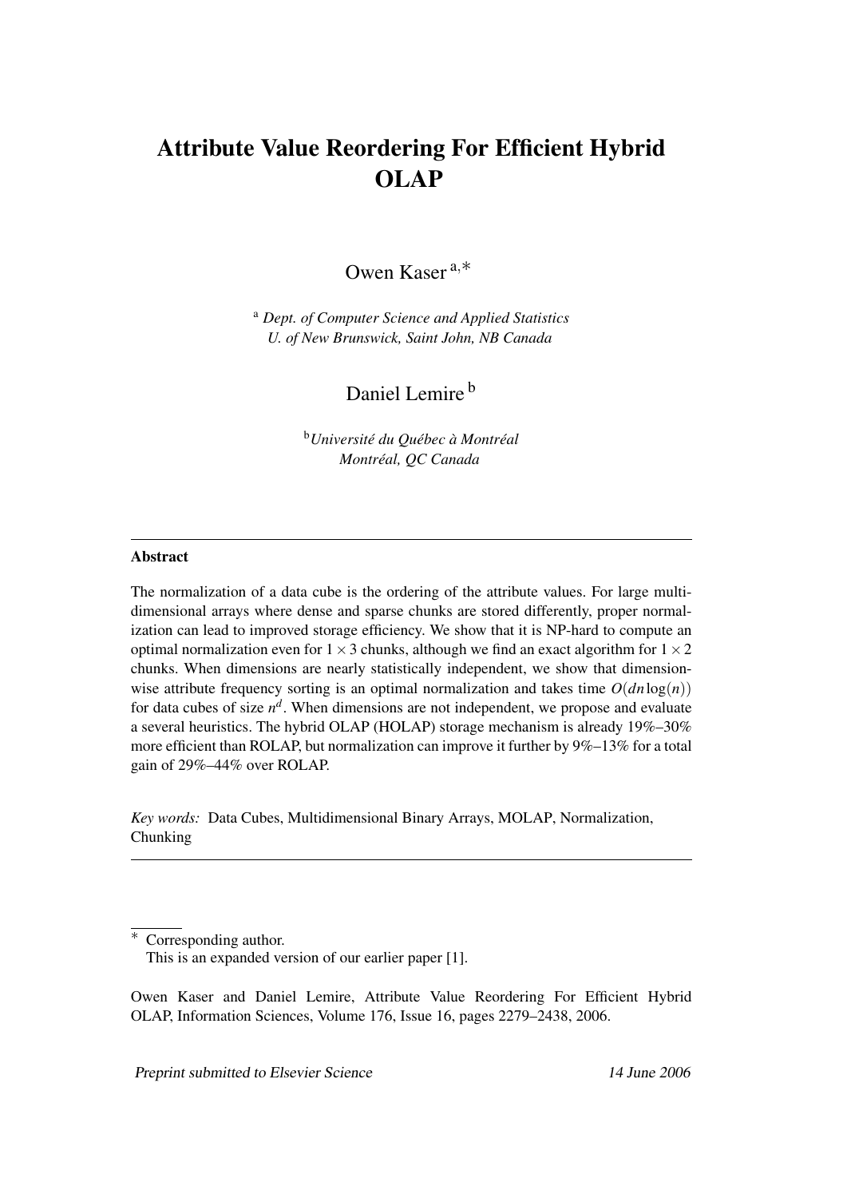# Attribute Value Reordering For Efficient Hybrid OLAP

Owen Kaser [a,*]

[a] *Dept. of Computer Science and Applied Statistics*
*U. of New Brunswick, Saint John, NB Canada*

Daniel Lemire [b]

[b] *Université du Québec à Montréal*
*Montréal, QC Canada*

---

**Abstract**

The normalization of a data cube is the ordering of the attribute values. For large multidimensional arrays where dense and sparse chunks are stored differently, proper normalization can lead to improved storage efficiency. We show that it is NP-hard to compute an optimal normalization even for $1 \times 3$ chunks, although we find an exact algorithm for $1 \times 2$ chunks. When dimensions are nearly statistically independent, we show that dimension-wise attribute frequency sorting is an optimal normalization and takes time $O(dn \log(n))$ for data cubes of size $n^d$. When dimensions are not independent, we propose and evaluate a several heuristics. The hybrid OLAP (HOLAP) storage mechanism is already 19%–30% more efficient than ROLAP, but normalization can improve it further by 9%–13% for a total gain of 29%–44% over ROLAP.

*Key words:* Data Cubes, Multidimensional Binary Arrays, MOLAP, Normalization, Chunking

---

\* Corresponding author.
This is an expanded version of our earlier paper [1].

Owen Kaser and Daniel Lemire, Attribute Value Reordering For Efficient Hybrid OLAP, Information Sciences, Volume 176, Issue 16, pages 2279–2438, 2006.

*Preprint submitted to Elsevier Science* *14 June 2006*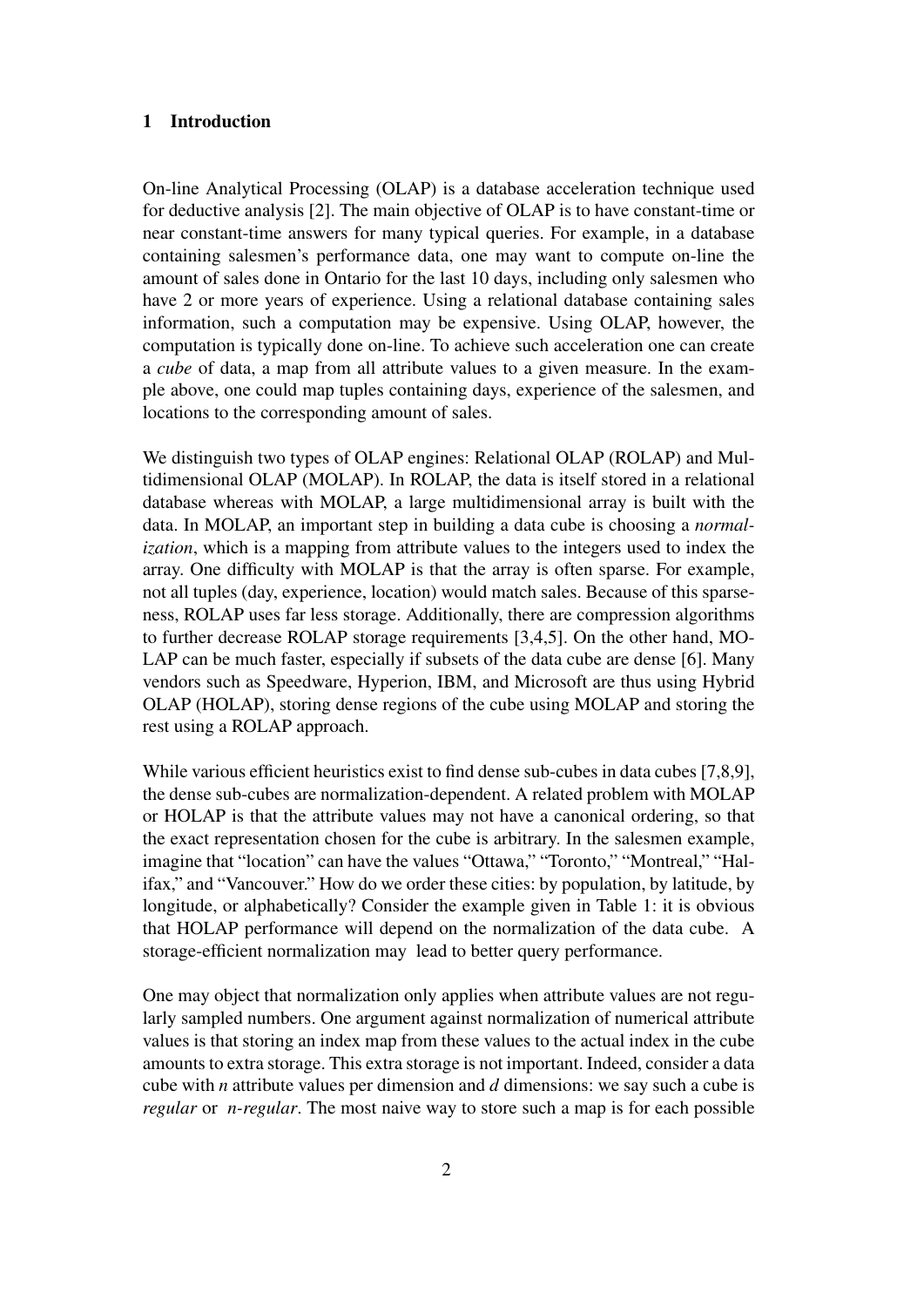## 1 Introduction

On-line Analytical Processing (OLAP) is a database acceleration technique used for deductive analysis [2]. The main objective of OLAP is to have constant-time or near constant-time answers for many typical queries. For example, in a database containing salesmen's performance data, one may want to compute on-line the amount of sales done in Ontario for the last 10 days, including only salesmen who have 2 or more years of experience. Using a relational database containing sales information, such a computation may be expensive. Using OLAP, however, the computation is typically done on-line. To achieve such acceleration one can create a *cube* of data, a map from all attribute values to a given measure. In the example above, one could map tuples containing days, experience of the salesmen, and locations to the corresponding amount of sales.

We distinguish two types of OLAP engines: Relational OLAP (ROLAP) and Multidimensional OLAP (MOLAP). In ROLAP, the data is itself stored in a relational database whereas with MOLAP, a large multidimensional array is built with the data. In MOLAP, an important step in building a data cube is choosing a *normalization*, which is a mapping from attribute values to the integers used to index the array. One difficulty with MOLAP is that the array is often sparse. For example, not all tuples (day, experience, location) would match sales. Because of this sparseness, ROLAP uses far less storage. Additionally, there are compression algorithms to further decrease ROLAP storage requirements [3,4,5]. On the other hand, MOLAP can be much faster, especially if subsets of the data cube are dense [6]. Many vendors such as Speedware, Hyperion, IBM, and Microsoft are thus using Hybrid OLAP (HOLAP), storing dense regions of the cube using MOLAP and storing the rest using a ROLAP approach.

While various efficient heuristics exist to find dense sub-cubes in data cubes [7,8,9], the dense sub-cubes are normalization-dependent. A related problem with MOLAP or HOLAP is that the attribute values may not have a canonical ordering, so that the exact representation chosen for the cube is arbitrary. In the salesmen example, imagine that "location" can have the values "Ottawa," "Toronto," "Montreal," "Halifax," and "Vancouver." How do we order these cities: by population, by latitude, by longitude, or alphabetically? Consider the example given in Table 1: it is obvious that HOLAP performance will depend on the normalization of the data cube. A storage-efficient normalization may lead to better query performance.

One may object that normalization only applies when attribute values are not regularly sampled numbers. One argument against normalization of numerical attribute values is that storing an index map from these values to the actual index in the cube amounts to extra storage. This extra storage is not important. Indeed, consider a data cube with $n$ attribute values per dimension and $d$ dimensions: we say such a cube is *regular* or *n-regular*. The most naive way to store such a map is for each possible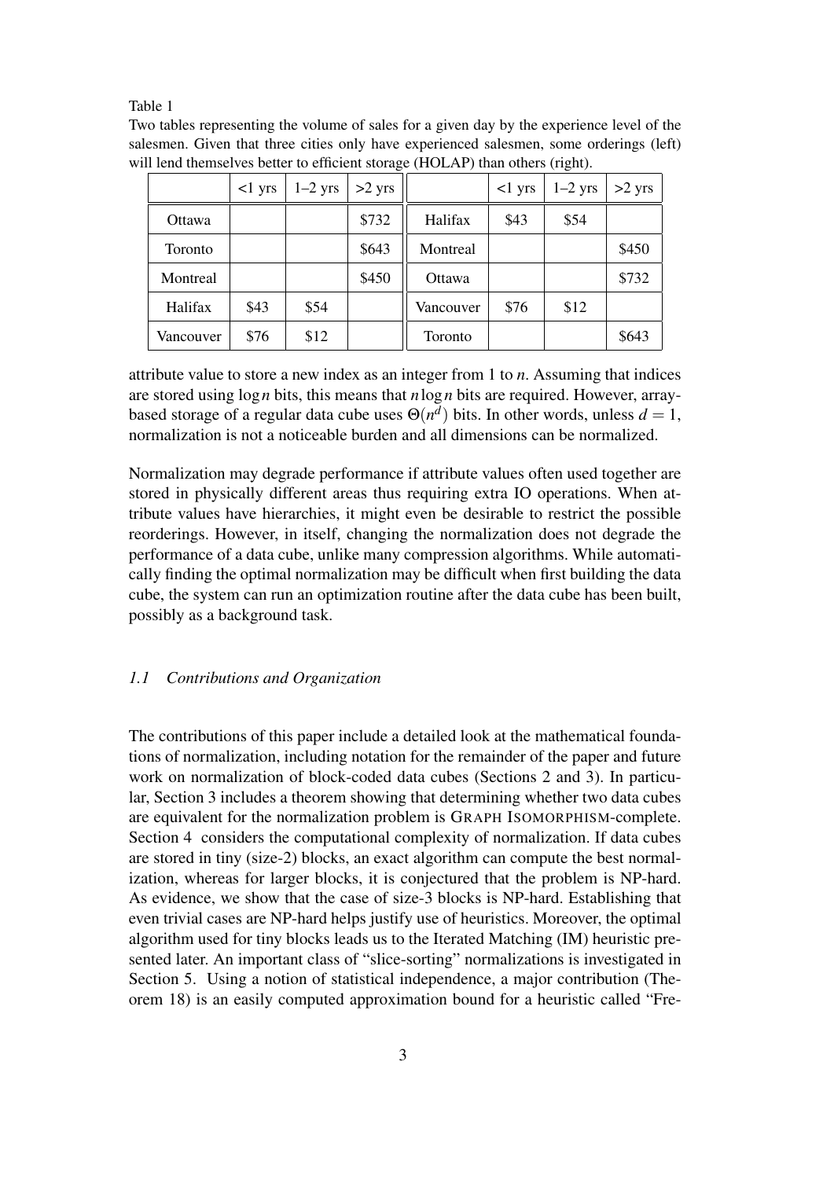Table 1

Two tables representing the volume of sales for a given day by the experience level of the salesmen. Given that three cities only have experienced salesmen, some orderings (left) will lend themselves better to efficient storage (HOLAP) than others (right).

| | <1 yrs | 1–2 yrs | >2 yrs |
|---|---|---|---|
| Ottawa | | | $732 |
| Toronto | | | $643 |
| Montreal | | | $450 |
| Halifax | $43 | $54 | |
| Vancouver | $76 | $12 | |

| | <1 yrs | 1–2 yrs | >2 yrs |
|---|---|---|---|
| Halifax | $43 | $54 | |
| Montreal | | | $450 |
| Ottawa | | | $732 |
| Vancouver | $76 | $12 | |
| Toronto | | | $643 |

attribute value to store a new index as an integer from 1 to $n$. Assuming that indices are stored using $\log n$ bits, this means that $n \log n$ bits are required. However, array-based storage of a regular data cube uses $\Theta(n^d)$ bits. In other words, unless $d = 1$, normalization is not a noticeable burden and all dimensions can be normalized.

Normalization may degrade performance if attribute values often used together are stored in physically different areas thus requiring extra IO operations. When attribute values have hierarchies, it might even be desirable to restrict the possible reorderings. However, in itself, changing the normalization does not degrade the performance of a data cube, unlike many compression algorithms. While automatically finding the optimal normalization may be difficult when first building the data cube, the system can run an optimization routine after the data cube has been built, possibly as a background task.

### *1.1 Contributions and Organization*

The contributions of this paper include a detailed look at the mathematical foundations of normalization, including notation for the remainder of the paper and future work on normalization of block-coded data cubes (Sections 2 and 3). In particular, Section 3 includes a theorem showing that determining whether two data cubes are equivalent for the normalization problem is GRAPH ISOMORPHISM-complete. Section 4 considers the computational complexity of normalization. If data cubes are stored in tiny (size-2) blocks, an exact algorithm can compute the best normalization, whereas for larger blocks, it is conjectured that the problem is NP-hard. As evidence, we show that the case of size-3 blocks is NP-hard. Establishing that even trivial cases are NP-hard helps justify use of heuristics. Moreover, the optimal algorithm used for tiny blocks leads us to the Iterated Matching (IM) heuristic presented later. An important class of "slice-sorting" normalizations is investigated in Section 5. Using a notion of statistical independence, a major contribution (Theorem 18) is an easily computed approximation bound for a heuristic called "Fre-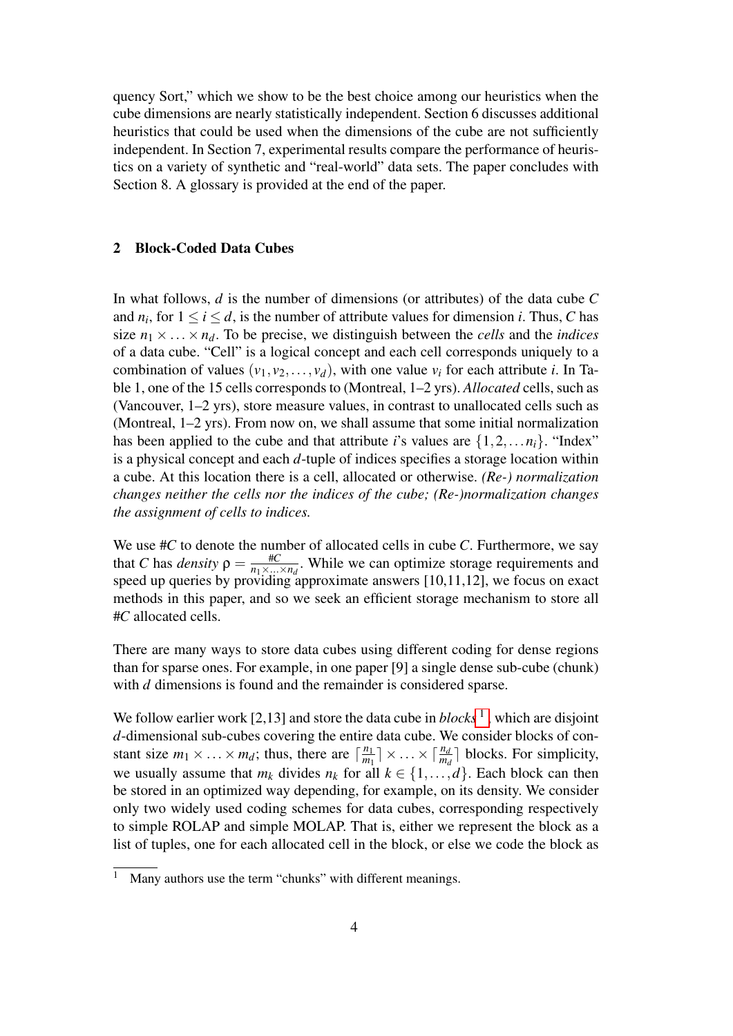quency Sort," which we show to be the best choice among our heuristics when the cube dimensions are nearly statistically independent. Section 6 discusses additional heuristics that could be used when the dimensions of the cube are not sufficiently independent. In Section 7, experimental results compare the performance of heuristics on a variety of synthetic and "real-world" data sets. The paper concludes with Section 8. A glossary is provided at the end of the paper.

## 2 Block-Coded Data Cubes

In what follows, $d$ is the number of dimensions (or attributes) of the data cube $C$ and $n_i$, for $1 \leq i \leq d$, is the number of attribute values for dimension $i$. Thus, $C$ has size $n_1 \times \ldots \times n_d$. To be precise, we distinguish between the *cells* and the *indices* of a data cube. "Cell" is a logical concept and each cell corresponds uniquely to a combination of values $(v_1, v_2, \ldots, v_d)$, with one value $v_i$ for each attribute $i$. In Table 1, one of the 15 cells corresponds to (Montreal, 1–2 yrs). *Allocated* cells, such as (Vancouver, 1–2 yrs), store measure values, in contrast to unallocated cells such as (Montreal, 1–2 yrs). From now on, we shall assume that some initial normalization has been applied to the cube and that attribute $i$'s values are $\{1, 2, \ldots n_i\}$. "Index" is a physical concept and each $d$-tuple of indices specifies a storage location within a cube. At this location there is a cell, allocated or otherwise. *(Re-) normalization changes neither the cells nor the indices of the cube; (Re-)normalization changes the assignment of cells to indices.*

We use $\#C$ to denote the number of allocated cells in cube $C$. Furthermore, we say that $C$ has *density* $\rho = \frac{\#C}{n_1 \times \ldots \times n_d}$. While we can optimize storage requirements and speed up queries by providing approximate answers [10,11,12], we focus on exact methods in this paper, and so we seek an efficient storage mechanism to store all $\#C$ allocated cells.

There are many ways to store data cubes using different coding for dense regions than for sparse ones. For example, in one paper [9] a single dense sub-cube (chunk) with $d$ dimensions is found and the remainder is considered sparse.

We follow earlier work [2,13] and store the data cube in *blocks*[1], which are disjoint $d$-dimensional sub-cubes covering the entire data cube. We consider blocks of constant size $m_1 \times \ldots \times m_d$; thus, there are $\lceil \frac{n_1}{m_1} \rceil \times \ldots \times \lceil \frac{n_d}{m_d} \rceil$ blocks. For simplicity, we usually assume that $m_k$ divides $n_k$ for all $k \in \{1, \ldots, d\}$. Each block can then be stored in an optimized way depending, for example, on its density. We consider only two widely used coding schemes for data cubes, corresponding respectively to simple ROLAP and simple MOLAP. That is, either we represent the block as a list of tuples, one for each allocated cell in the block, or else we code the block as

[1] Many authors use the term "chunks" with different meanings.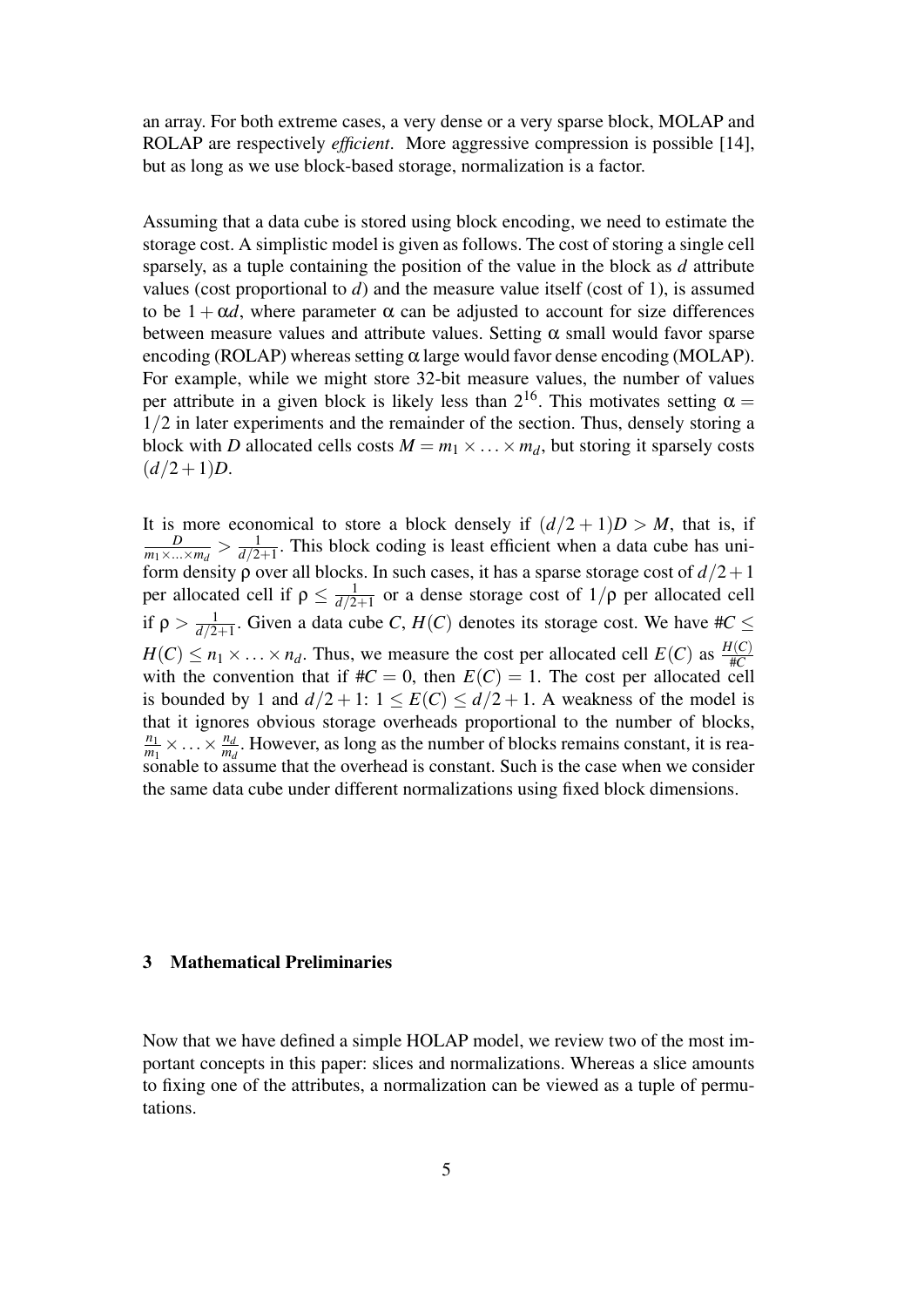an array. For both extreme cases, a very dense or a very sparse block, MOLAP and ROLAP are respectively *efficient*. More aggressive compression is possible [14], but as long as we use block-based storage, normalization is a factor.

Assuming that a data cube is stored using block encoding, we need to estimate the storage cost. A simplistic model is given as follows. The cost of storing a single cell sparsely, as a tuple containing the position of the value in the block as $d$ attribute values (cost proportional to $d$) and the measure value itself (cost of 1), is assumed to be $1+\alpha d$, where parameter $\alpha$ can be adjusted to account for size differences between measure values and attribute values. Setting $\alpha$ small would favor sparse encoding (ROLAP) whereas setting $\alpha$ large would favor dense encoding (MOLAP). For example, while we might store 32-bit measure values, the number of values per attribute in a given block is likely less than $2^{16}$. This motivates setting $\alpha = 1/2$ in later experiments and the remainder of the section. Thus, densely storing a block with $D$ allocated cells costs $M = m_1 \times \ldots \times m_d$, but storing it sparsely costs $(d/2+1)D$.

It is more economical to store a block densely if $(d/2+1)D > M$, that is, if $\frac{D}{m_1 \times \ldots \times m_d} > \frac{1}{d/2+1}$. This block coding is least efficient when a data cube has uniform density $\rho$ over all blocks. In such cases, it has a sparse storage cost of $d/2+1$ per allocated cell if $\rho \leq \frac{1}{d/2+1}$ or a dense storage cost of $1/\rho$ per allocated cell if $\rho > \frac{1}{d/2+1}$. Given a data cube $C$, $H(C)$ denotes its storage cost. We have $\#C \leq H(C) \leq n_1 \times \ldots \times n_d$. Thus, we measure the cost per allocated cell $E(C)$ as $\frac{H(C)}{\#C}$ with the convention that if $\#C = 0$, then $E(C) = 1$. The cost per allocated cell is bounded by 1 and $d/2+1$: $1 \leq E(C) \leq d/2+1$. A weakness of the model is that it ignores obvious storage overheads proportional to the number of blocks, $\frac{n_1}{m_1} \times \ldots \times \frac{n_d}{m_d}$. However, as long as the number of blocks remains constant, it is reasonable to assume that the overhead is constant. Such is the case when we consider the same data cube under different normalizations using fixed block dimensions.

## 3 Mathematical Preliminaries

Now that we have defined a simple HOLAP model, we review two of the most important concepts in this paper: slices and normalizations. Whereas a slice amounts to fixing one of the attributes, a normalization can be viewed as a tuple of permutations.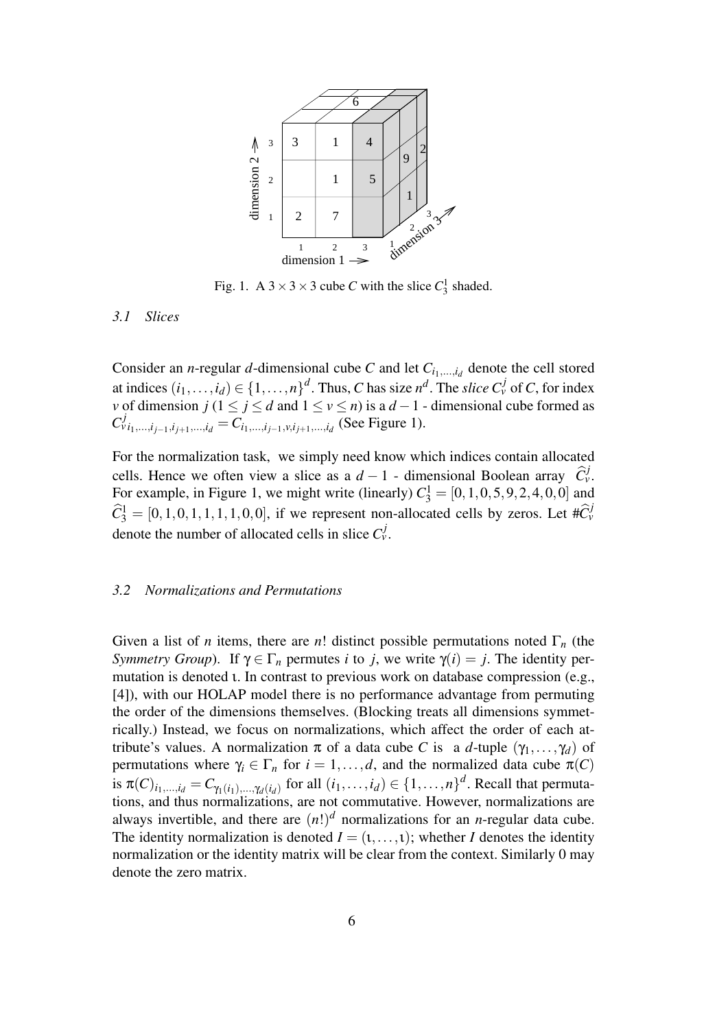Fig. 1. A $3 \times 3 \times 3$ cube $C$ with the slice $C_3^1$ shaded.

### 3.1 Slices

Consider an $n$-regular $d$-dimensional cube $C$ and let $C_{i_1,\ldots,i_d}$ denote the cell stored at indices $(i_1,\ldots,i_d) \in \{1,\ldots,n\}^d$. Thus, $C$ has size $n^d$. The *slice* $C_v^j$ of $C$, for index $v$ of dimension $j$ ($1 \le j \le d$ and $1 \le v \le n$) is a $d-1$ - dimensional cube formed as $C^j_{v\,i_1,\ldots,i_{j-1},i_{j+1},\ldots,i_d} = C_{i_1,\ldots,i_{j-1},v,i_{j+1},\ldots,i_d}$ (See Figure 1).

For the normalization task, we simply need know which indices contain allocated cells. Hence we often view a slice as a $d-1$ - dimensional Boolean array $\widehat{C}_v^j$. For example, in Figure 1, we might write (linearly) $C_3^1 = [0,1,0,5,9,2,4,0,0]$ and $\widehat{C}_3^1 = [0,1,0,1,1,1,1,0,0]$, if we represent non-allocated cells by zeros. Let $\#\widehat{C}_v^j$ denote the number of allocated cells in slice $C_v^j$.

### 3.2 Normalizations and Permutations

Given a list of $n$ items, there are $n!$ distinct possible permutations noted $\Gamma_n$ (the *Symmetry Group*). If $\gamma \in \Gamma_n$ permutes $i$ to $j$, we write $\gamma(i) = j$. The identity permutation is denoted $\iota$. In contrast to previous work on database compression (e.g., [4]), with our HOLAP model there is no performance advantage from permuting the order of the dimensions themselves. (Blocking treats all dimensions symmetrically.) Instead, we focus on normalizations, which affect the order of each attribute's values. A normalization $\pi$ of a data cube $C$ is a $d$-tuple $(\gamma_1,\ldots,\gamma_d)$ of permutations where $\gamma_i \in \Gamma_n$ for $i = 1,\ldots,d$, and the normalized data cube $\pi(C)$ is $\pi(C)_{i_1,\ldots,i_d} = C_{\gamma_1(i_1),\ldots,\gamma_d(i_d)}$ for all $(i_1,\ldots,i_d) \in \{1,\ldots,n\}^d$. Recall that permutations, and thus normalizations, are not commutative. However, normalizations are always invertible, and there are $(n!)^d$ normalizations for an $n$-regular data cube. The identity normalization is denoted $I = (\iota,\ldots,\iota)$; whether $I$ denotes the identity normalization or the identity matrix will be clear from the context. Similarly 0 may denote the zero matrix.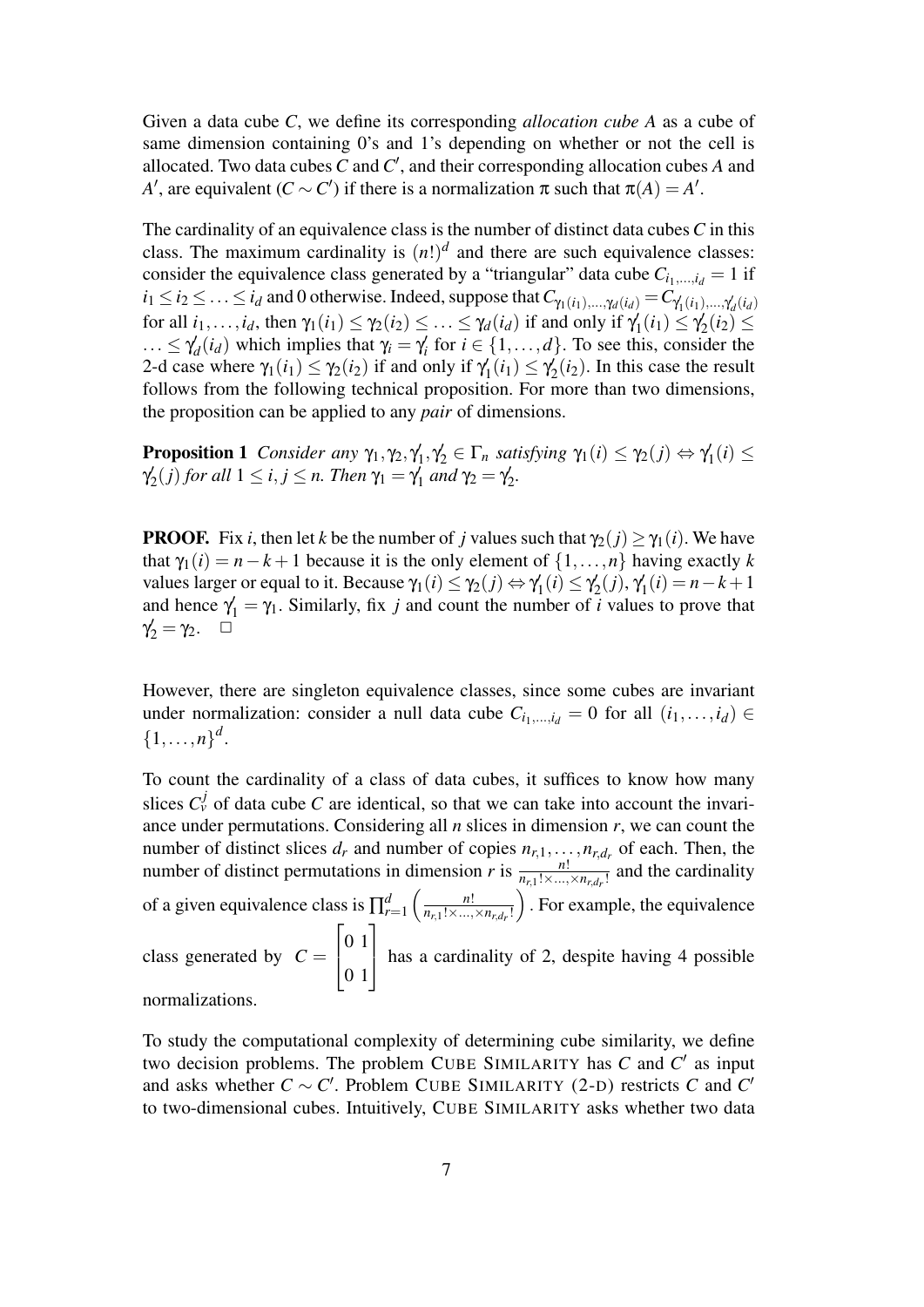Given a data cube $C$, we define its corresponding *allocation cube* $A$ as a cube of same dimension containing 0's and 1's depending on whether or not the cell is allocated. Two data cubes $C$ and $C'$, and their corresponding allocation cubes $A$ and $A'$, are equivalent ($C \sim C'$) if there is a normalization $\pi$ such that $\pi(A) = A'$.

The cardinality of an equivalence class is the number of distinct data cubes $C$ in this class. The maximum cardinality is $(n!)^d$ and there are such equivalence classes: consider the equivalence class generated by a "triangular" data cube $C_{i_1,\ldots,i_d} = 1$ if $i_1 \leq i_2 \leq \ldots \leq i_d$ and 0 otherwise. Indeed, suppose that $C_{\gamma_1(i_1),\ldots,\gamma_d(i_d)} = C_{\gamma'_1(i_1),\ldots,\gamma'_d(i_d)}$ for all $i_1,\ldots,i_d$, then $\gamma_1(i_1) \leq \gamma_2(i_2) \leq \ldots \leq \gamma_d(i_d)$ if and only if $\gamma'_1(i_1) \leq \gamma'_2(i_2) \leq \ldots \leq \gamma'_d(i_d)$ which implies that $\gamma_i = \gamma'_i$ for $i \in \{1,\ldots,d\}$. To see this, consider the 2-d case where $\gamma_1(i_1) \leq \gamma_2(i_2)$ if and only if $\gamma'_1(i_1) \leq \gamma'_2(i_2)$. In this case the result follows from the following technical proposition. For more than two dimensions, the proposition can be applied to any *pair* of dimensions.

**Proposition 1** *Consider any $\gamma_1, \gamma_2, \gamma'_1, \gamma'_2 \in \Gamma_n$ satisfying $\gamma_1(i) \leq \gamma_2(j) \Leftrightarrow \gamma'_1(i) \leq \gamma'_2(j)$ for all $1 \leq i, j \leq n$. Then $\gamma_1 = \gamma'_1$ and $\gamma_2 = \gamma'_2$.*

**PROOF.** Fix $i$, then let $k$ be the number of $j$ values such that $\gamma_2(j) \geq \gamma_1(i)$. We have that $\gamma_1(i) = n - k + 1$ because it is the only element of $\{1,\ldots,n\}$ having exactly $k$ values larger or equal to it. Because $\gamma_1(i) \leq \gamma_2(j) \Leftrightarrow \gamma'_1(i) \leq \gamma'_2(j)$, $\gamma'_1(i) = n-k+1$ and hence $\gamma'_1 = \gamma_1$. Similarly, fix $j$ and count the number of $i$ values to prove that $\gamma'_2 = \gamma_2$. $\square$

However, there are singleton equivalence classes, since some cubes are invariant under normalization: consider a null data cube $C_{i_1,\ldots,i_d} = 0$ for all $(i_1,\ldots,i_d) \in \{1,\ldots,n\}^d$.

To count the cardinality of a class of data cubes, it suffices to know how many slices $C^j_v$ of data cube $C$ are identical, so that we can take into account the invariance under permutations. Considering all $n$ slices in dimension $r$, we can count the number of distinct slices $d_r$ and number of copies $n_{r,1},\ldots,n_{r,d_r}$ of each. Then, the number of distinct permutations in dimension $r$ is $\frac{n!}{n_{r,1}! \times \ldots, \times n_{r,d_r}!}$ and the cardinality of a given equivalence class is $\prod_{r=1}^{d} \left( \frac{n!}{n_{r,1}! \times \ldots, \times n_{r,d_r}!} \right)$. For example, the equivalence class generated by $C = \begin{bmatrix} 0 & 1 \\ 0 & 1 \end{bmatrix}$ has a cardinality of 2, despite having 4 possible normalizations.

To study the computational complexity of determining cube similarity, we define two decision problems. The problem CUBE SIMILARITY has $C$ and $C'$ as input and asks whether $C \sim C'$. Problem CUBE SIMILARITY (2-D) restricts $C$ and $C'$ to two-dimensional cubes. Intuitively, CUBE SIMILARITY asks whether two data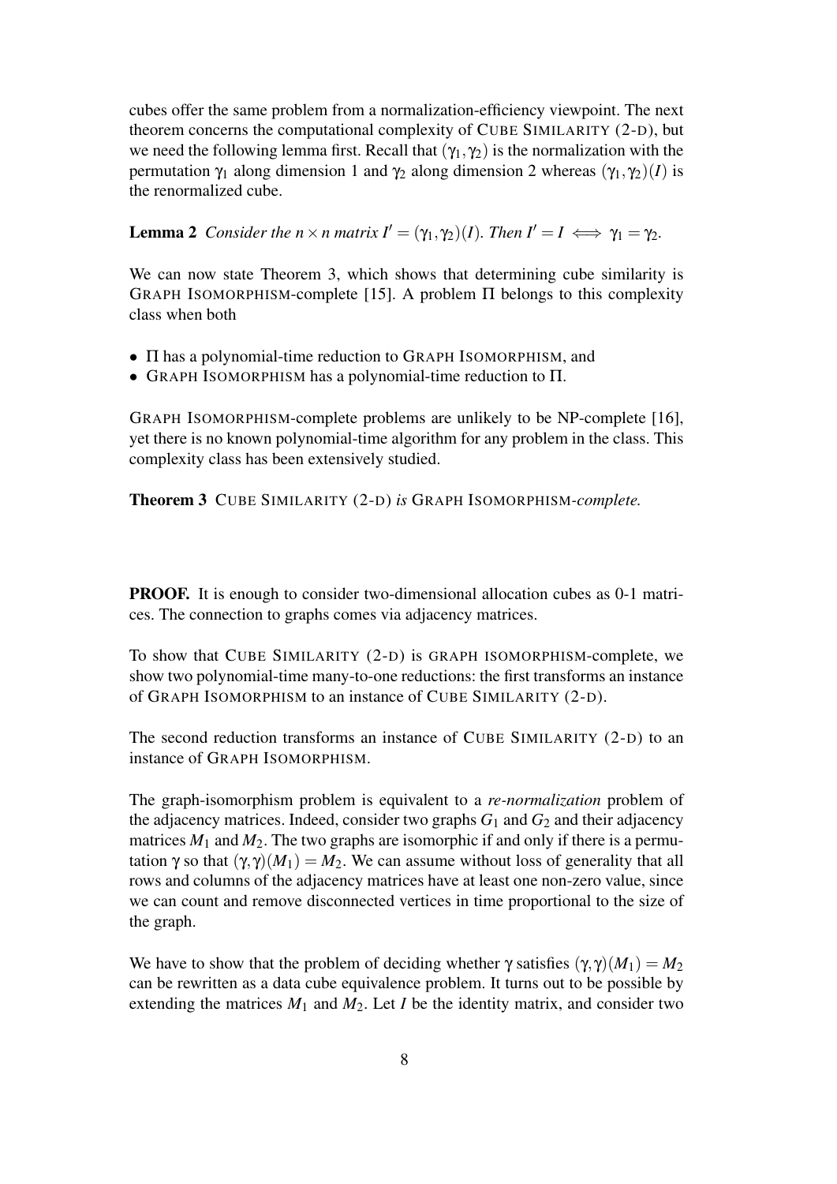cubes offer the same problem from a normalization-efficiency viewpoint. The next theorem concerns the computational complexity of CUBE SIMILARITY (2-D), but we need the following lemma first. Recall that $(\gamma_1, \gamma_2)$ is the normalization with the permutation $\gamma_1$ along dimension 1 and $\gamma_2$ along dimension 2 whereas $(\gamma_1, \gamma_2)(I)$ is the renormalized cube.

**Lemma 2** *Consider the $n \times n$ matrix $I' = (\gamma_1, \gamma_2)(I)$. Then $I' = I \iff \gamma_1 = \gamma_2$.*

We can now state Theorem 3, which shows that determining cube similarity is GRAPH ISOMORPHISM-complete [15]. A problem $\Pi$ belongs to this complexity class when both

- $\Pi$ has a polynomial-time reduction to GRAPH ISOMORPHISM, and
- GRAPH ISOMORPHISM has a polynomial-time reduction to $\Pi$.

GRAPH ISOMORPHISM-complete problems are unlikely to be NP-complete [16], yet there is no known polynomial-time algorithm for any problem in the class. This complexity class has been extensively studied.

**Theorem 3** CUBE SIMILARITY (2-D) *is* GRAPH ISOMORPHISM*-complete.*

**PROOF.** It is enough to consider two-dimensional allocation cubes as 0-1 matrices. The connection to graphs comes via adjacency matrices.

To show that CUBE SIMILARITY (2-D) is GRAPH ISOMORPHISM-complete, we show two polynomial-time many-to-one reductions: the first transforms an instance of GRAPH ISOMORPHISM to an instance of CUBE SIMILARITY (2-D).

The second reduction transforms an instance of CUBE SIMILARITY (2-D) to an instance of GRAPH ISOMORPHISM.

The graph-isomorphism problem is equivalent to a *re-normalization* problem of the adjacency matrices. Indeed, consider two graphs $G_1$ and $G_2$ and their adjacency matrices $M_1$ and $M_2$. The two graphs are isomorphic if and only if there is a permutation $\gamma$ so that $(\gamma, \gamma)(M_1) = M_2$. We can assume without loss of generality that all rows and columns of the adjacency matrices have at least one non-zero value, since we can count and remove disconnected vertices in time proportional to the size of the graph.

We have to show that the problem of deciding whether $\gamma$ satisfies $(\gamma, \gamma)(M_1) = M_2$ can be rewritten as a data cube equivalence problem. It turns out to be possible by extending the matrices $M_1$ and $M_2$. Let $I$ be the identity matrix, and consider two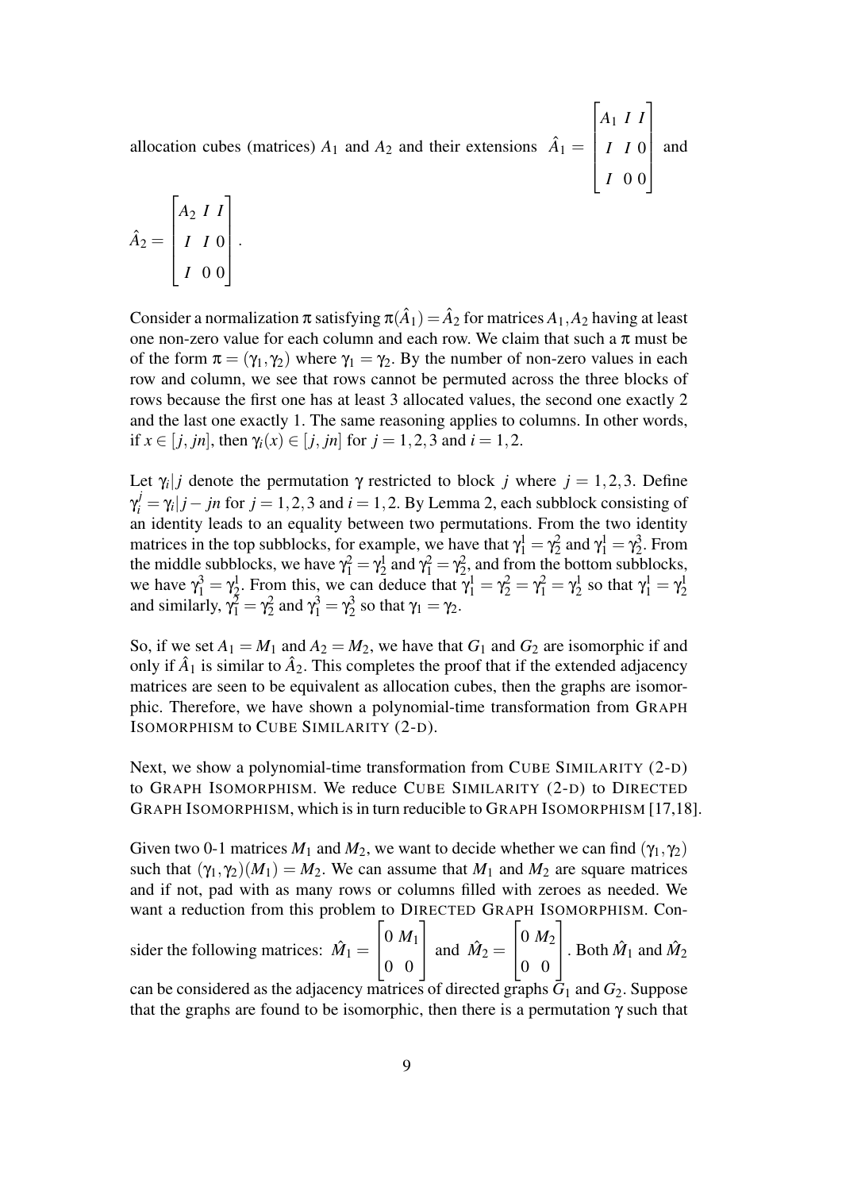allocation cubes (matrices) $A_1$ and $A_2$ and their extensions $\hat{A}_1 = \begin{bmatrix} A_1 & I & I \\ I & I & 0 \\ I & 0 & 0 \end{bmatrix}$ and $\hat{A}_2 = \begin{bmatrix} A_2 & I & I \\ I & I & 0 \\ I & 0 & 0 \end{bmatrix}$.

Consider a normalization $\pi$ satisfying $\pi(\hat{A}_1) = \hat{A}_2$ for matrices $A_1, A_2$ having at least one non-zero value for each column and each row. We claim that such a $\pi$ must be of the form $\pi = (\gamma_1, \gamma_2)$ where $\gamma_1 = \gamma_2$. By the number of non-zero values in each row and column, we see that rows cannot be permuted across the three blocks of rows because the first one has at least 3 allocated values, the second one exactly 2 and the last one exactly 1. The same reasoning applies to columns. In other words, if $x \in [j, jn]$, then $\gamma_i(x) \in [j, jn]$ for $j = 1, 2, 3$ and $i = 1, 2$.

Let $\gamma_i|j$ denote the permutation $\gamma$ restricted to block $j$ where $j = 1, 2, 3$. Define $\gamma_i^j = \gamma_i|j - jn$ for $j = 1, 2, 3$ and $i = 1, 2$. By Lemma 2, each subblock consisting of an identity leads to an equality between two permutations. From the two identity matrices in the top subblocks, for example, we have that $\gamma_1^1 = \gamma_2^2$ and $\gamma_1^1 = \gamma_2^3$. From the middle subblocks, we have $\gamma_1^2 = \gamma_2^1$ and $\gamma_1^2 = \gamma_2^2$, and from the bottom subblocks, we have $\gamma_1^3 = \gamma_2^1$. From this, we can deduce that $\gamma_1^1 = \gamma_2^2 = \gamma_1^2 = \gamma_2^1$ so that $\gamma_1^1 = \gamma_2^1$ and similarly, $\gamma_1^2 = \gamma_2^2$ and $\gamma_1^3 = \gamma_2^3$ so that $\gamma_1 = \gamma_2$.

So, if we set $A_1 = M_1$ and $A_2 = M_2$, we have that $G_1$ and $G_2$ are isomorphic if and only if $\hat{A}_1$ is similar to $\hat{A}_2$. This completes the proof that if the extended adjacency matrices are seen to be equivalent as allocation cubes, then the graphs are isomorphic. Therefore, we have shown a polynomial-time transformation from GRAPH ISOMORPHISM to CUBE SIMILARITY (2-D).

Next, we show a polynomial-time transformation from CUBE SIMILARITY (2-D) to GRAPH ISOMORPHISM. We reduce CUBE SIMILARITY (2-D) to DIRECTED GRAPH ISOMORPHISM, which is in turn reducible to GRAPH ISOMORPHISM [17,18].

Given two 0-1 matrices $M_1$ and $M_2$, we want to decide whether we can find $(\gamma_1, \gamma_2)$ such that $(\gamma_1, \gamma_2)(M_1) = M_2$. We can assume that $M_1$ and $M_2$ are square matrices and if not, pad with as many rows or columns filled with zeroes as needed. We want a reduction from this problem to DIRECTED GRAPH ISOMORPHISM. Consider the following matrices: $\hat{M}_1 = \begin{bmatrix} 0 & M_1 \\ 0 & 0 \end{bmatrix}$ and $\hat{M}_2 = \begin{bmatrix} 0 & M_2 \\ 0 & 0 \end{bmatrix}$. Both $\hat{M}_1$ and $\hat{M}_2$ can be considered as the adjacency matrices of directed graphs $G_1$ and $G_2$. Suppose that the graphs are found to be isomorphic, then there is a permutation $\gamma$ such that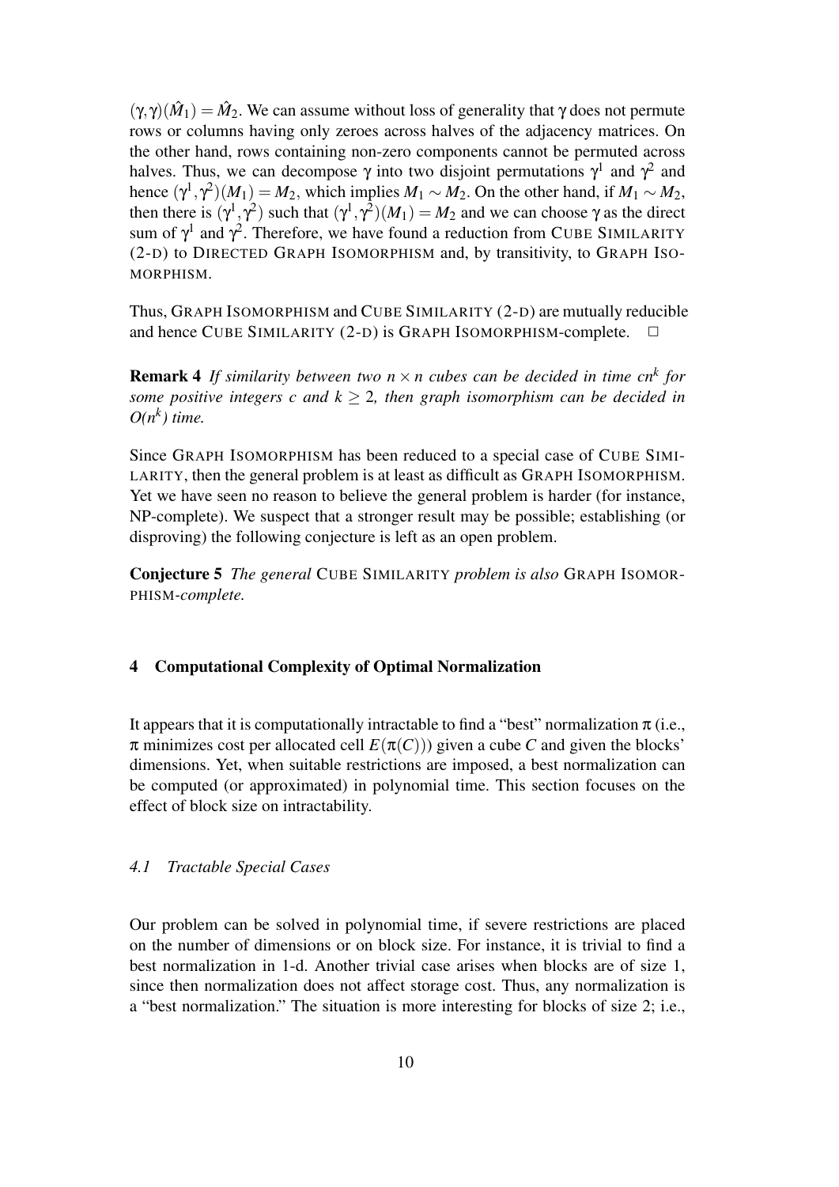$(\gamma,\gamma)(\hat{M}_1) = \hat{M}_2$. We can assume without loss of generality that $\gamma$ does not permute rows or columns having only zeroes across halves of the adjacency matrices. On the other hand, rows containing non-zero components cannot be permuted across halves. Thus, we can decompose $\gamma$ into two disjoint permutations $\gamma^1$ and $\gamma^2$ and hence $(\gamma^1,\gamma^2)(M_1) = M_2$, which implies $M_1 \sim M_2$. On the other hand, if $M_1 \sim M_2$, then there is $(\gamma^1,\gamma^2)$ such that $(\gamma^1,\gamma^2)(M_1) = M_2$ and we can choose $\gamma$ as the direct sum of $\gamma^1$ and $\gamma^2$. Therefore, we have found a reduction from CUBE SIMILARITY (2-D) to DIRECTED GRAPH ISOMORPHISM and, by transitivity, to GRAPH ISOMORPHISM.

Thus, GRAPH ISOMORPHISM and CUBE SIMILARITY (2-D) are mutually reducible and hence CUBE SIMILARITY (2-D) is GRAPH ISOMORPHISM-complete. □

**Remark 4** *If similarity between two $n \times n$ cubes can be decided in time $cn^k$ for some positive integers $c$ and $k \geq 2$, then graph isomorphism can be decided in $O(n^k)$ time.*

Since GRAPH ISOMORPHISM has been reduced to a special case of CUBE SIMILARITY, then the general problem is at least as difficult as GRAPH ISOMORPHISM. Yet we have seen no reason to believe the general problem is harder (for instance, NP-complete). We suspect that a stronger result may be possible; establishing (or disproving) the following conjecture is left as an open problem.

**Conjecture 5** *The general* CUBE SIMILARITY *problem is also* GRAPH ISOMORPHISM*-complete.*

## 4 Computational Complexity of Optimal Normalization

It appears that it is computationally intractable to find a "best" normalization $\pi$ (i.e., $\pi$ minimizes cost per allocated cell $E(\pi(C))$) given a cube $C$ and given the blocks' dimensions. Yet, when suitable restrictions are imposed, a best normalization can be computed (or approximated) in polynomial time. This section focuses on the effect of block size on intractability.

### *4.1 Tractable Special Cases*

Our problem can be solved in polynomial time, if severe restrictions are placed on the number of dimensions or on block size. For instance, it is trivial to find a best normalization in 1-d. Another trivial case arises when blocks are of size 1, since then normalization does not affect storage cost. Thus, any normalization is a "best normalization." The situation is more interesting for blocks of size 2; i.e.,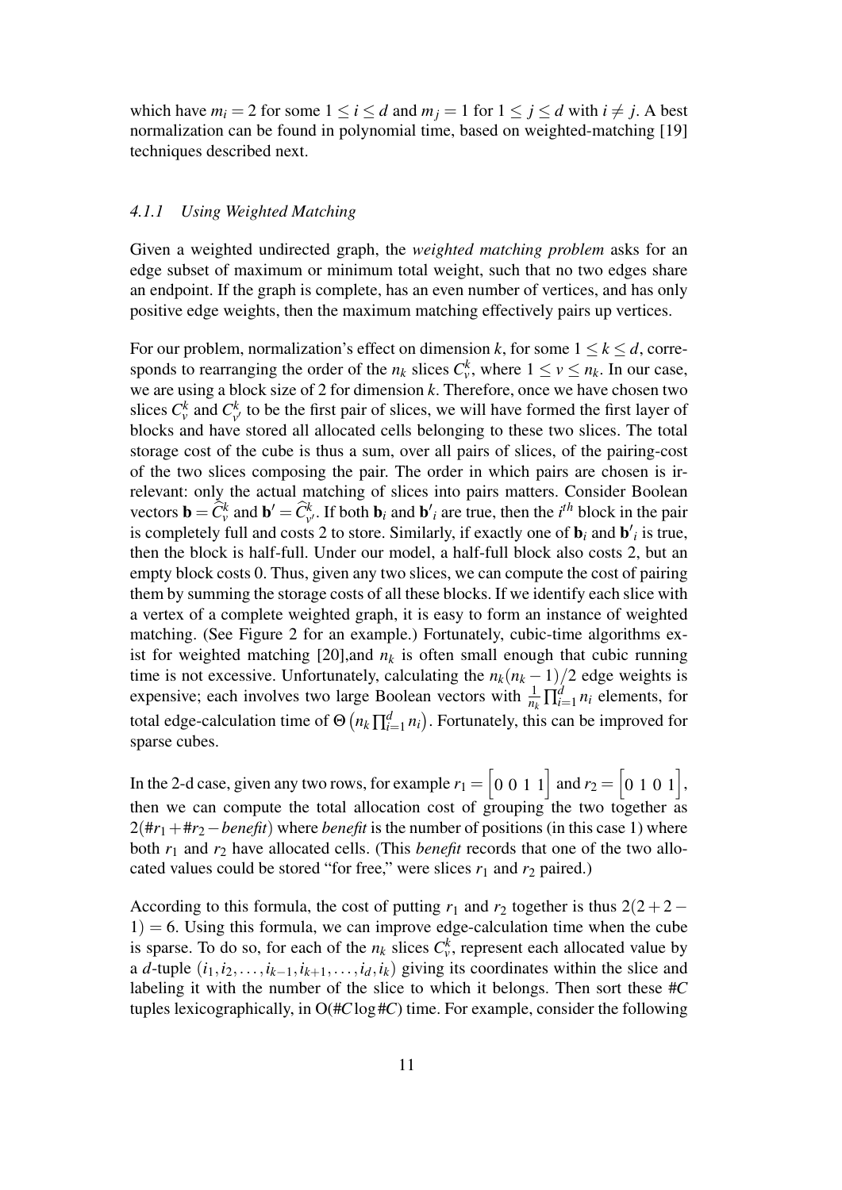which have $m_i = 2$ for some $1 \leq i \leq d$ and $m_j = 1$ for $1 \leq j \leq d$ with $i \neq j$. A best normalization can be found in polynomial time, based on weighted-matching [19] techniques described next.

#### 4.1.1 Using Weighted Matching

Given a weighted undirected graph, the *weighted matching problem* asks for an edge subset of maximum or minimum total weight, such that no two edges share an endpoint. If the graph is complete, has an even number of vertices, and has only positive edge weights, then the maximum matching effectively pairs up vertices.

For our problem, normalization's effect on dimension $k$, for some $1 \leq k \leq d$, corresponds to rearranging the order of the $n_k$ slices $C_v^k$, where $1 \leq v \leq n_k$. In our case, we are using a block size of 2 for dimension $k$. Therefore, once we have chosen two slices $C_v^k$ and $C_{v'}^k$ to be the first pair of slices, we will have formed the first layer of blocks and have stored all allocated cells belonging to these two slices. The total storage cost of the cube is thus a sum, over all pairs of slices, of the pairing-cost of the two slices composing the pair. The order in which pairs are chosen is irrelevant: only the actual matching of slices into pairs matters. Consider Boolean vectors $\mathbf{b} = \widehat{C}_v^k$ and $\mathbf{b}' = \widehat{C}_{v'}^k$. If both $\mathbf{b}_i$ and $\mathbf{b}'_i$ are true, then the $i^{th}$ block in the pair is completely full and costs 2 to store. Similarly, if exactly one of $\mathbf{b}_i$ and $\mathbf{b}'_i$ is true, then the block is half-full. Under our model, a half-full block also costs 2, but an empty block costs 0. Thus, given any two slices, we can compute the cost of pairing them by summing the storage costs of all these blocks. If we identify each slice with a vertex of a complete weighted graph, it is easy to form an instance of weighted matching. (See Figure 2 for an example.) Fortunately, cubic-time algorithms exist for weighted matching [20],and $n_k$ is often small enough that cubic running time is not excessive. Unfortunately, calculating the $n_k(n_k - 1)/2$ edge weights is expensive; each involves two large Boolean vectors with $\frac{1}{n_k}\prod_{i=1}^{d} n_i$ elements, for total edge-calculation time of $\Theta\left(n_k \prod_{i=1}^{d} n_i\right)$. Fortunately, this can be improved for sparse cubes.

In the 2-d case, given any two rows, for example $r_1 = \begin{bmatrix} 0 & 0 & 1 & 1 \end{bmatrix}$ and $r_2 = \begin{bmatrix} 0 & 1 & 0 & 1 \end{bmatrix}$, then we can compute the total allocation cost of grouping the two together as $2(\#r_1 + \#r_2 - \mathit{benefit})$ where *benefit* is the number of positions (in this case 1) where both $r_1$ and $r_2$ have allocated cells. (This *benefit* records that one of the two allocated values could be stored "for free," were slices $r_1$ and $r_2$ paired.)

According to this formula, the cost of putting $r_1$ and $r_2$ together is thus $2(2+2-1) = 6$. Using this formula, we can improve edge-calculation time when the cube is sparse. To do so, for each of the $n_k$ slices $C_v^k$, represent each allocated value by a $d$-tuple $(i_1, i_2, \ldots, i_{k-1}, i_{k+1}, \ldots, i_d, i_k)$ giving its coordinates within the slice and labeling it with the number of the slice to which it belongs. Then sort these $\#C$ tuples lexicographically, in $\mathrm{O}(\#C \log \#C)$ time. For example, consider the following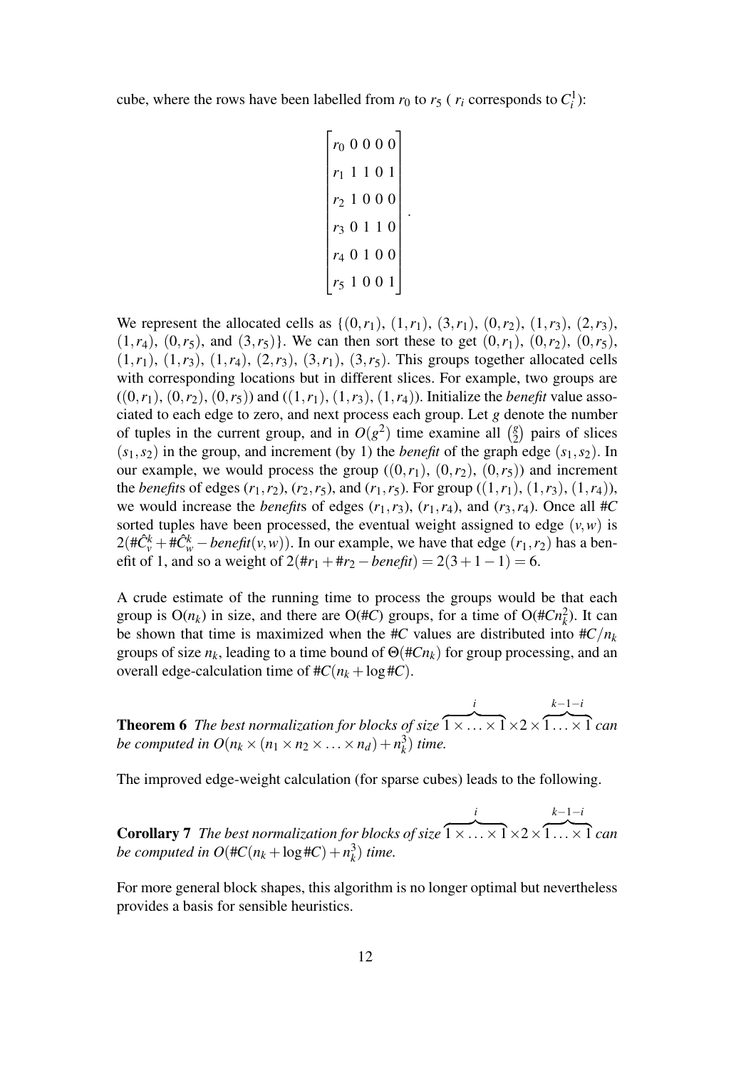cube, where the rows have been labelled from $r_0$ to $r_5$ ( $r_i$ corresponds to $C_i^1$):

$$\begin{bmatrix} r_0 \; 0\;0\;0\;0 \\ r_1 \; 1\;1\;0\;1 \\ r_2 \; 1\;0\;0\;0 \\ r_3 \; 0\;1\;1\;0 \\ r_4 \; 0\;1\;0\;0 \\ r_5 \; 1\;0\;0\;1 \end{bmatrix}.$$

We represent the allocated cells as $\{(0,r_1)$, $(1,r_1)$, $(3,r_1)$, $(0,r_2)$, $(1,r_3)$, $(2,r_3)$, $(1,r_4)$, $(0,r_5)$, and $(3,r_5)\}$. We can then sort these to get $(0,r_1)$, $(0,r_2)$, $(0,r_5)$, $(1,r_1)$, $(1,r_3)$, $(1,r_4)$, $(2,r_3)$, $(3,r_1)$, $(3,r_5)$. This groups together allocated cells with corresponding locations but in different slices. For example, two groups are $((0,r_1),(0,r_2),(0,r_5))$ and $((1,r_1),(1,r_3),(1,r_4))$. Initialize the *benefit* value associated to each edge to zero, and next process each group. Let $g$ denote the number of tuples in the current group, and in $O(g^2)$ time examine all $\binom{g}{2}$ pairs of slices $(s_1,s_2)$ in the group, and increment (by 1) the *benefit* of the graph edge $(s_1,s_2)$. In our example, we would process the group $((0,r_1),(0,r_2),(0,r_5))$ and increment the *benefits* of edges $(r_1,r_2)$, $(r_2,r_5)$, and $(r_1,r_5)$. For group $((1,r_1),(1,r_3),(1,r_4))$, we would increase the *benefits* of edges $(r_1,r_3)$, $(r_1,r_4)$, and $(r_3,r_4)$. Once all $\#C$ sorted tuples have been processed, the eventual weight assigned to edge $(v,w)$ is $2(\#\hat{C}_v^k + \#\hat{C}_w^k - \mathit{benefit}(v,w))$. In our example, we have that edge $(r_1,r_2)$ has a benefit of 1, and so a weight of $2(\#r_1 + \#r_2 - \mathit{benefit}) = 2(3+1-1) = 6$.

A crude estimate of the running time to process the groups would be that each group is $O(n_k)$ in size, and there are $O(\#C)$ groups, for a time of $O(\#Cn_k^2)$. It can be shown that time is maximized when the $\#C$ values are distributed into $\#C/n_k$ groups of size $n_k$, leading to a time bound of $\Theta(\#Cn_k)$ for group processing, and an overall edge-calculation time of $\#C(n_k + \log \#C)$.

**Theorem 6** *The best normalization for blocks of size* $\overbrace{1\times\ldots\times 1}^{i}\times 2\times\overbrace{1\ldots\times 1}^{k-1-i}$ *can be computed in* $O(n_k \times (n_1 \times n_2 \times \ldots \times n_d) + n_k^3)$ *time.*

The improved edge-weight calculation (for sparse cubes) leads to the following.

**Corollary 7** *The best normalization for blocks of size* $\overbrace{1\times\ldots\times 1}^{i}\times 2\times\overbrace{1\ldots\times 1}^{k-1-i}$ *can be computed in* $O(\#C(n_k + \log \#C) + n_k^3)$ *time.*

For more general block shapes, this algorithm is no longer optimal but nevertheless provides a basis for sensible heuristics.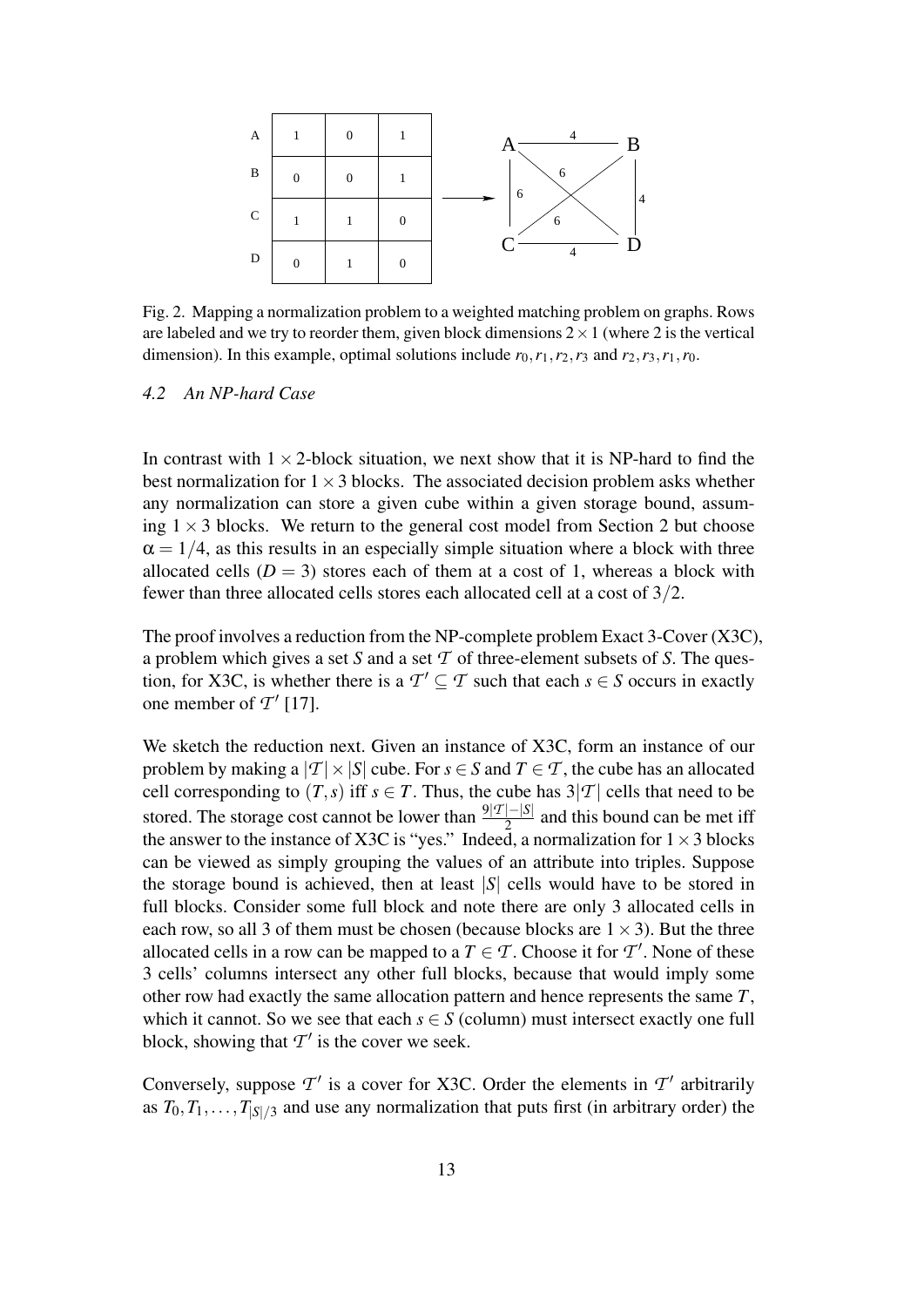Fig. 2. Mapping a normalization problem to a weighted matching problem on graphs. Rows are labeled and we try to reorder them, given block dimensions $2 \times 1$ (where 2 is the vertical dimension). In this example, optimal solutions include $r_0, r_1, r_2, r_3$ and $r_2, r_3, r_1, r_0$.

### 4.2 An NP-hard Case

In contrast with $1 \times 2$-block situation, we next show that it is NP-hard to find the best normalization for $1 \times 3$ blocks. The associated decision problem asks whether any normalization can store a given cube within a given storage bound, assuming $1 \times 3$ blocks. We return to the general cost model from Section 2 but choose $\alpha = 1/4$, as this results in an especially simple situation where a block with three allocated cells ($D = 3$) stores each of them at a cost of 1, whereas a block with fewer than three allocated cells stores each allocated cell at a cost of $3/2$.

The proof involves a reduction from the NP-complete problem Exact 3-Cover (X3C), a problem which gives a set $S$ and a set $\mathcal{T}$ of three-element subsets of $S$. The question, for X3C, is whether there is a $\mathcal{T}' \subseteq \mathcal{T}$ such that each $s \in S$ occurs in exactly one member of $\mathcal{T}'$ [17].

We sketch the reduction next. Given an instance of X3C, form an instance of our problem by making a $|\mathcal{T}| \times |S|$ cube. For $s \in S$ and $T \in \mathcal{T}$, the cube has an allocated cell corresponding to $(T, s)$ iff $s \in T$. Thus, the cube has $3|\mathcal{T}|$ cells that need to be stored. The storage cost cannot be lower than $\frac{9|\mathcal{T}|-|S|}{2}$ and this bound can be met iff the answer to the instance of X3C is "yes." Indeed, a normalization for $1 \times 3$ blocks can be viewed as simply grouping the values of an attribute into triples. Suppose the storage bound is achieved, then at least $|S|$ cells would have to be stored in full blocks. Consider some full block and note there are only 3 allocated cells in each row, so all 3 of them must be chosen (because blocks are $1 \times 3$). But the three allocated cells in a row can be mapped to a $T \in \mathcal{T}$. Choose it for $\mathcal{T}'$. None of these 3 cells' columns intersect any other full blocks, because that would imply some other row had exactly the same allocation pattern and hence represents the same $T$, which it cannot. So we see that each $s \in S$ (column) must intersect exactly one full block, showing that $\mathcal{T}'$ is the cover we seek.

Conversely, suppose $\mathcal{T}'$ is a cover for X3C. Order the elements in $\mathcal{T}'$ arbitrarily as $T_0, T_1, \ldots, T_{|S|/3}$ and use any normalization that puts first (in arbitrary order) the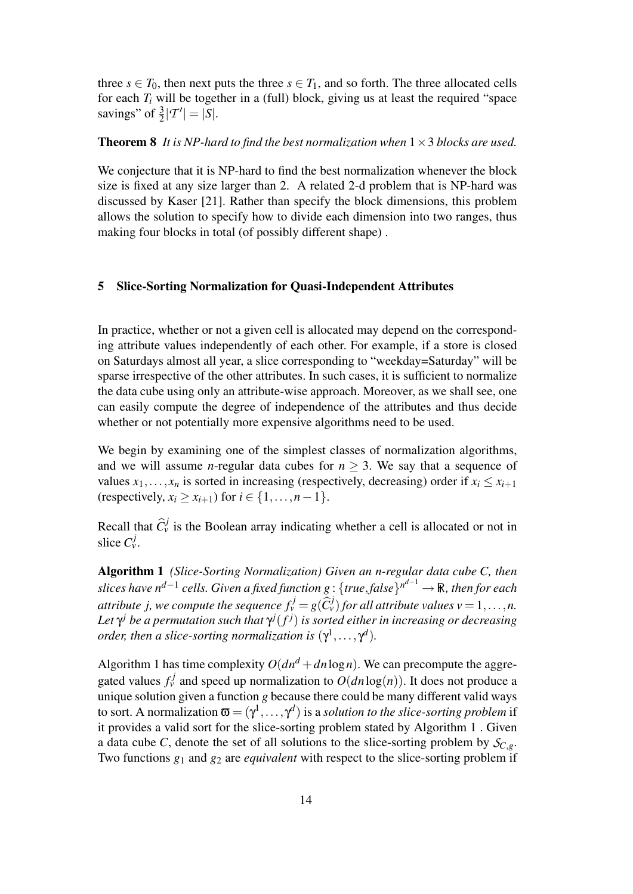three $s \in T_0$, then next puts the three $s \in T_1$, and so forth. The three allocated cells for each $T_i$ will be together in a (full) block, giving us at least the required "space savings" of $\frac{3}{2}|\mathcal{T}'| = |S|$.

**Theorem 8** *It is NP-hard to find the best normalization when $1 \times 3$ blocks are used.*

We conjecture that it is NP-hard to find the best normalization whenever the block size is fixed at any size larger than 2. A related 2-d problem that is NP-hard was discussed by Kaser [21]. Rather than specify the block dimensions, this problem allows the solution to specify how to divide each dimension into two ranges, thus making four blocks in total (of possibly different shape) .

## 5 Slice-Sorting Normalization for Quasi-Independent Attributes

In practice, whether or not a given cell is allocated may depend on the corresponding attribute values independently of each other. For example, if a store is closed on Saturdays almost all year, a slice corresponding to "weekday=Saturday" will be sparse irrespective of the other attributes. In such cases, it is sufficient to normalize the data cube using only an attribute-wise approach. Moreover, as we shall see, one can easily compute the degree of independence of the attributes and thus decide whether or not potentially more expensive algorithms need to be used.

We begin by examining one of the simplest classes of normalization algorithms, and we will assume $n$-regular data cubes for $n \geq 3$. We say that a sequence of values $x_1, \ldots, x_n$ is sorted in increasing (respectively, decreasing) order if $x_i \leq x_{i+1}$ (respectively, $x_i \geq x_{i+1}$) for $i \in \{1, \ldots, n-1\}$.

Recall that $\widehat{C}_v^j$ is the Boolean array indicating whether a cell is allocated or not in slice $C_v^j$.

**Algorithm 1** *(Slice-Sorting Normalization) Given an n-regular data cube C, then slices have $n^{d-1}$ cells. Given a fixed function $g : \{true, false\}^{n^{d-1}} \rightarrow \mathbb{R}$, then for each attribute j, we compute the sequence $f_v^j = g(\widehat{C}_v^j)$ for all attribute values $v = 1, \ldots, n$. Let $\gamma^j$ be a permutation such that $\gamma^j(f^j)$ is sorted either in increasing or decreasing order, then a slice-sorting normalization is $(\gamma^1, \ldots, \gamma^d)$.*

Algorithm 1 has time complexity $O(dn^d + dn \log n)$. We can precompute the aggregated values $f_v^j$ and speed up normalization to $O(dn \log(n))$. It does not produce a unique solution given a function $g$ because there could be many different valid ways to sort. A normalization $\varpi = (\gamma^1, \ldots, \gamma^d)$ is a *solution to the slice-sorting problem* if it provides a valid sort for the slice-sorting problem stated by Algorithm 1 . Given a data cube $C$, denote the set of all solutions to the slice-sorting problem by $\mathcal{S}_{C,g}$. Two functions $g_1$ and $g_2$ are *equivalent* with respect to the slice-sorting problem if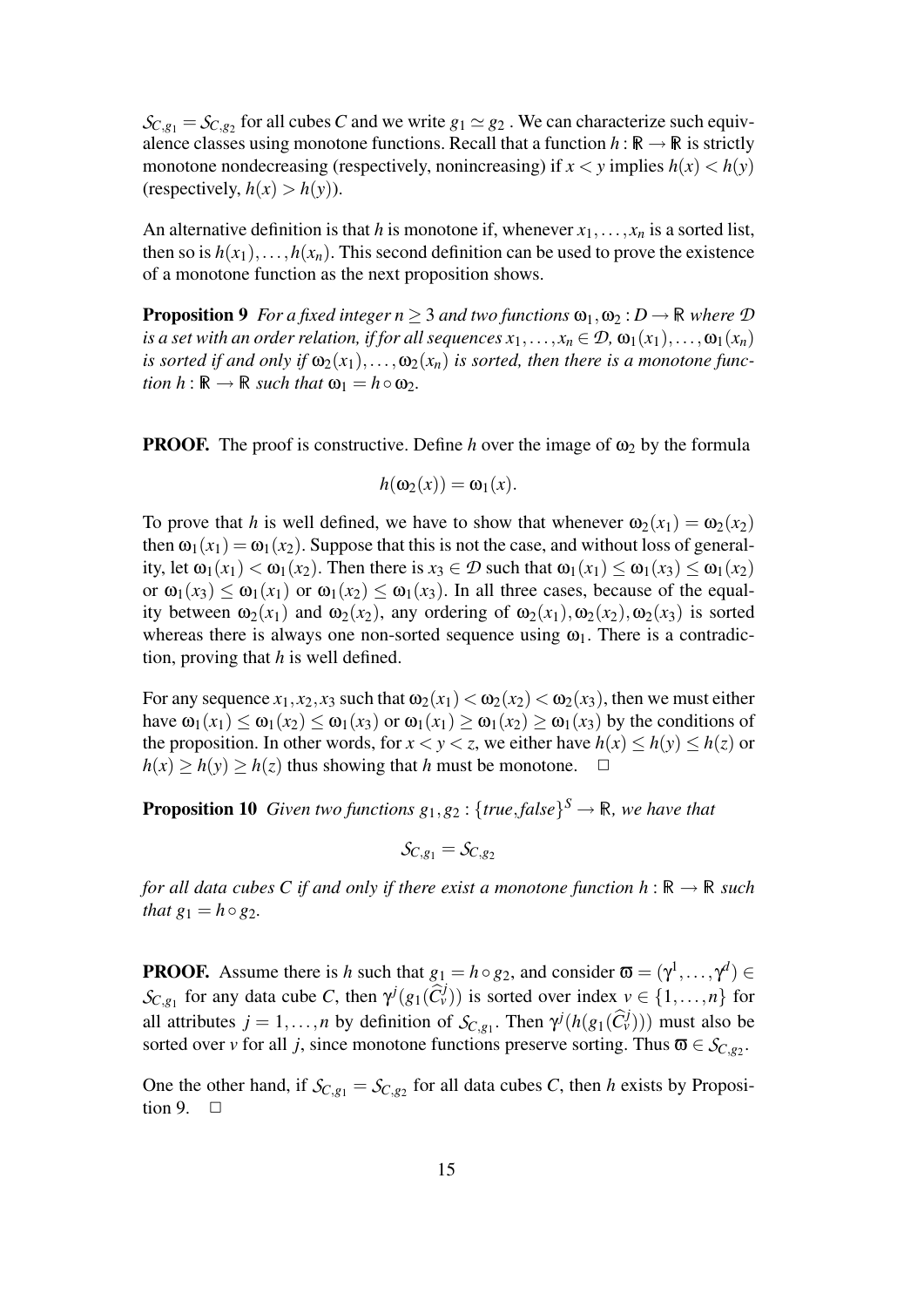$\mathcal{S}_{C,g_1} = \mathcal{S}_{C,g_2}$ for all cubes $C$ and we write $g_1 \simeq g_2$ . We can characterize such equivalence classes using monotone functions. Recall that a function $h : \mathbb{R} \to \mathbb{R}$ is strictly monotone nondecreasing (respectively, nonincreasing) if $x < y$ implies $h(x) < h(y)$ (respectively, $h(x) > h(y)$).

An alternative definition is that $h$ is monotone if, whenever $x_1, \ldots, x_n$ is a sorted list, then so is $h(x_1), \ldots, h(x_n)$. This second definition can be used to prove the existence of a monotone function as the next proposition shows.

**Proposition 9** *For a fixed integer $n \geq 3$ and two functions $\omega_1, \omega_2 : D \to \mathbb{R}$ where $\mathcal{D}$ is a set with an order relation, if for all sequences $x_1, \ldots, x_n \in \mathcal{D}$, $\omega_1(x_1), \ldots, \omega_1(x_n)$ is sorted if and only if $\omega_2(x_1), \ldots, \omega_2(x_n)$ is sorted, then there is a monotone function $h : \mathbb{R} \to \mathbb{R}$ such that $\omega_1 = h \circ \omega_2$.*

**PROOF.** The proof is constructive. Define $h$ over the image of $\omega_2$ by the formula

$$h(\omega_2(x)) = \omega_1(x).$$

To prove that $h$ is well defined, we have to show that whenever $\omega_2(x_1) = \omega_2(x_2)$ then $\omega_1(x_1) = \omega_1(x_2)$. Suppose that this is not the case, and without loss of generality, let $\omega_1(x_1) < \omega_1(x_2)$. Then there is $x_3 \in \mathcal{D}$ such that $\omega_1(x_1) \leq \omega_1(x_3) \leq \omega_1(x_2)$ or $\omega_1(x_3) \leq \omega_1(x_1)$ or $\omega_1(x_2) \leq \omega_1(x_3)$. In all three cases, because of the equality between $\omega_2(x_1)$ and $\omega_2(x_2)$, any ordering of $\omega_2(x_1), \omega_2(x_2), \omega_2(x_3)$ is sorted whereas there is always one non-sorted sequence using $\omega_1$. There is a contradiction, proving that $h$ is well defined.

For any sequence $x_1, x_2, x_3$ such that $\omega_2(x_1) < \omega_2(x_2) < \omega_2(x_3)$, then we must either have $\omega_1(x_1) \leq \omega_1(x_2) \leq \omega_1(x_3)$ or $\omega_1(x_1) \geq \omega_1(x_2) \geq \omega_1(x_3)$ by the conditions of the proposition. In other words, for $x < y < z$, we either have $h(x) \leq h(y) \leq h(z)$ or $h(x) \geq h(y) \geq h(z)$ thus showing that $h$ must be monotone. □

**Proposition 10** *Given two functions $g_1, g_2 : \{true, false\}^S \to \mathbb{R}$, we have that*

$$\mathcal{S}_{C,g_1} = \mathcal{S}_{C,g_2}$$

*for all data cubes $C$ if and only if there exist a monotone function $h : \mathbb{R} \to \mathbb{R}$ such that $g_1 = h \circ g_2$.*

**PROOF.** Assume there is $h$ such that $g_1 = h \circ g_2$, and consider $\varpi = (\gamma^1, \ldots, \gamma^d) \in \mathcal{S}_{C,g_1}$ for any data cube $C$, then $\gamma^j(g_1(\widehat{C}^j_v))$ is sorted over index $v \in \{1, \ldots, n\}$ for all attributes $j = 1, \ldots, n$ by definition of $\mathcal{S}_{C,g_1}$. Then $\gamma^j(h(g_1(\widehat{C}^j_v)))$ must also be sorted over $v$ for all $j$, since monotone functions preserve sorting. Thus $\varpi \in \mathcal{S}_{C,g_2}$.

One the other hand, if $\mathcal{S}_{C,g_1} = \mathcal{S}_{C,g_2}$ for all data cubes $C$, then $h$ exists by Proposition 9. □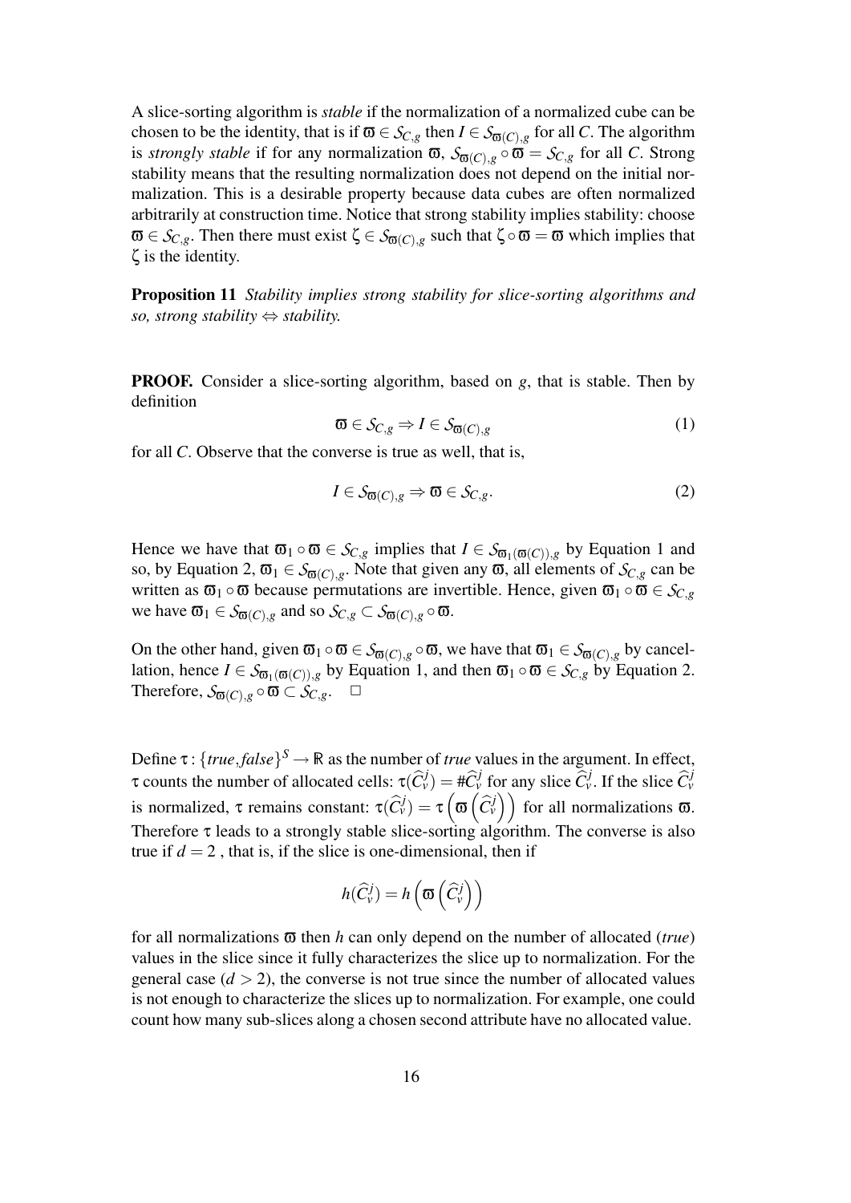A slice-sorting algorithm is *stable* if the normalization of a normalized cube can be chosen to be the identity, that is if $\varpi \in \mathcal{S}_{C,g}$ then $I \in \mathcal{S}_{\varpi(C),g}$ for all $C$. The algorithm is *strongly stable* if for any normalization $\varpi$, $\mathcal{S}_{\varpi(C),g} \circ \varpi = \mathcal{S}_{C,g}$ for all $C$. Strong stability means that the resulting normalization does not depend on the initial normalization. This is a desirable property because data cubes are often normalized arbitrarily at construction time. Notice that strong stability implies stability: choose $\varpi \in \mathcal{S}_{C,g}$. Then there must exist $\zeta \in \mathcal{S}_{\varpi(C),g}$ such that $\zeta \circ \varpi = \varpi$ which implies that $\zeta$ is the identity.

**Proposition 11** *Stability implies strong stability for slice-sorting algorithms and so, strong stability $\Leftrightarrow$ stability.*

**PROOF.** Consider a slice-sorting algorithm, based on $g$, that is stable. Then by definition

$$\varpi \in \mathcal{S}_{C,g} \Rightarrow I \in \mathcal{S}_{\varpi(C),g} \tag{1}$$

for all $C$. Observe that the converse is true as well, that is,

$$I \in \mathcal{S}_{\varpi(C),g} \Rightarrow \varpi \in \mathcal{S}_{C,g}. \tag{2}$$

Hence we have that $\varpi_1 \circ \varpi \in \mathcal{S}_{C,g}$ implies that $I \in \mathcal{S}_{\varpi_1(\varpi(C)),g}$ by Equation 1 and so, by Equation 2, $\varpi_1 \in \mathcal{S}_{\varpi(C),g}$. Note that given any $\varpi$, all elements of $\mathcal{S}_{C,g}$ can be written as $\varpi_1 \circ \varpi$ because permutations are invertible. Hence, given $\varpi_1 \circ \varpi \in \mathcal{S}_{C,g}$ we have $\varpi_1 \in \mathcal{S}_{\varpi(C),g}$ and so $\mathcal{S}_{C,g} \subset \mathcal{S}_{\varpi(C),g} \circ \varpi$.

On the other hand, given $\varpi_1 \circ \varpi \in \mathcal{S}_{\varpi(C),g} \circ \varpi$, we have that $\varpi_1 \in \mathcal{S}_{\varpi(C),g}$ by cancellation, hence $I \in \mathcal{S}_{\varpi_1(\varpi(C)),g}$ by Equation 1, and then $\varpi_1 \circ \varpi \in \mathcal{S}_{C,g}$ by Equation 2. Therefore, $\mathcal{S}_{\varpi(C),g} \circ \varpi \subset \mathcal{S}_{C,g}$. $\square$

Define $\tau : \{true, false\}^S \rightarrow \mathbb{R}$ as the number of *true* values in the argument. In effect, $\tau$ counts the number of allocated cells: $\tau(\widehat{C}_v^j) = \#\widehat{C}_v^j$ for any slice $\widehat{C}_v^j$. If the slice $\widehat{C}_v^j$ is normalized, $\tau$ remains constant: $\tau(\widehat{C}_v^j) = \tau\left(\varpi\left(\widehat{C}_v^j\right)\right)$ for all normalizations $\varpi$. Therefore $\tau$ leads to a strongly stable slice-sorting algorithm. The converse is also true if $d = 2$ , that is, if the slice is one-dimensional, then if

$$h(\widehat{C}_v^j) = h\left(\varpi\left(\widehat{C}_v^j\right)\right)$$

for all normalizations $\varpi$ then $h$ can only depend on the number of allocated (*true*) values in the slice since it fully characterizes the slice up to normalization. For the general case ($d > 2$), the converse is not true since the number of allocated values is not enough to characterize the slices up to normalization. For example, one could count how many sub-slices along a chosen second attribute have no allocated value.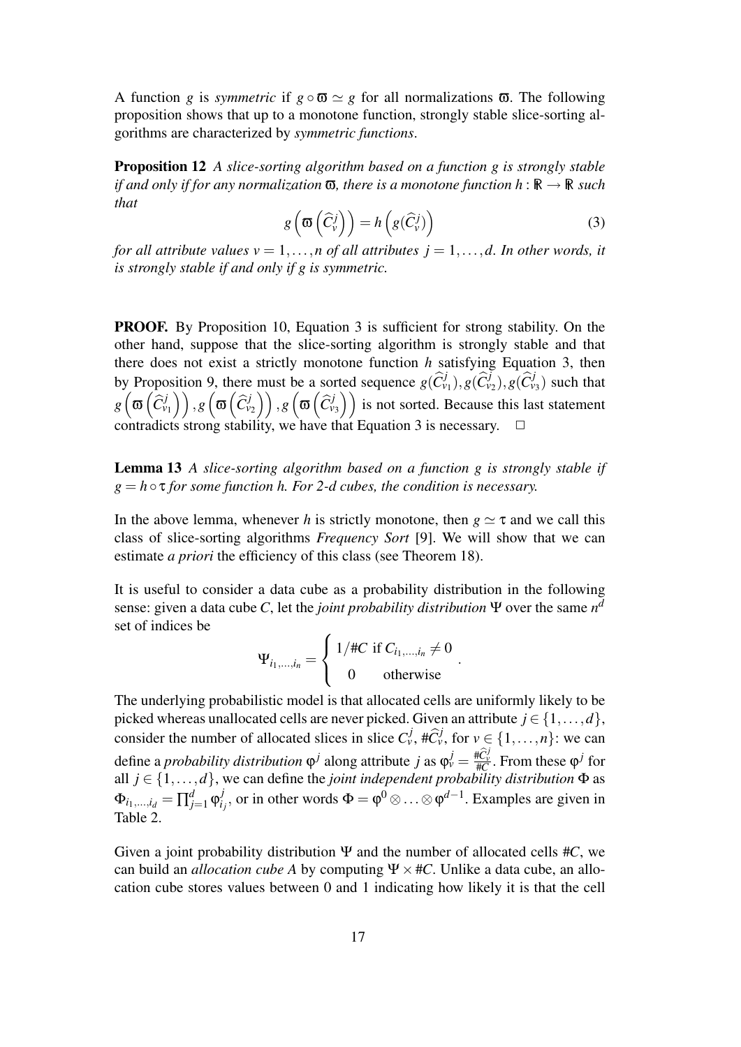A function $g$ is *symmetric* if $g \circ \varpi \simeq g$ for all normalizations $\varpi$. The following proposition shows that up to a monotone function, strongly stable slice-sorting algorithms are characterized by *symmetric functions*.

**Proposition 12** *A slice-sorting algorithm based on a function $g$ is strongly stable if and only if for any normalization $\varpi$, there is a monotone function $h : \mathbb{R} \to \mathbb{R}$ such that*

$$g\left(\varpi\left(\widehat{C}_v^j\right)\right) = h\left(g(\widehat{C}_v^j)\right) \tag{3}$$

*for all attribute values $v = 1, \ldots, n$ of all attributes $j = 1, \ldots, d$. In other words, it is strongly stable if and only if $g$ is symmetric.*

**PROOF.** By Proposition 10, Equation 3 is sufficient for strong stability. On the other hand, suppose that the slice-sorting algorithm is strongly stable and that there does not exist a strictly monotone function $h$ satisfying Equation 3, then by Proposition 9, there must be a sorted sequence $g(\widehat{C}_{v_1}^j), g(\widehat{C}_{v_2}^j), g(\widehat{C}_{v_3}^j)$ such that $g\left(\varpi\left(\widehat{C}_{v_1}^j\right)\right), g\left(\varpi\left(\widehat{C}_{v_2}^j\right)\right), g\left(\varpi\left(\widehat{C}_{v_3}^j\right)\right)$ is not sorted. Because this last statement contradicts strong stability, we have that Equation 3 is necessary. $\square$

**Lemma 13** *A slice-sorting algorithm based on a function $g$ is strongly stable if $g = h \circ \tau$ for some function $h$. For 2-d cubes, the condition is necessary.*

In the above lemma, whenever $h$ is strictly monotone, then $g \simeq \tau$ and we call this class of slice-sorting algorithms *Frequency Sort* [9]. We will show that we can estimate *a priori* the efficiency of this class (see Theorem 18).

It is useful to consider a data cube as a probability distribution in the following sense: given a data cube $C$, let the *joint probability distribution* $\Psi$ over the same $n^d$ set of indices be

$$\Psi_{i_1,\ldots,i_n} = \begin{cases} 1/\#C \text{ if } C_{i_1,\ldots,i_n} \neq 0 \\ 0 \quad \text{otherwise} \end{cases}.$$

The underlying probabilistic model is that allocated cells are uniformly likely to be picked whereas unallocated cells are never picked. Given an attribute $j \in \{1, \ldots, d\}$, consider the number of allocated slices in slice $C_v^j$, $\#\widehat{C}_v^j$, for $v \in \{1, \ldots, n\}$: we can define a *probability distribution* $\varphi^j$ along attribute $j$ as $\varphi_v^j = \frac{\#\widehat{C}_v^j}{\#C}$. From these $\varphi^j$ for all $j \in \{1, \ldots, d\}$, we can define the *joint independent probability distribution* $\Phi$ as $\Phi_{i_1,\ldots,i_d} = \prod_{j=1}^{d} \varphi_{i_j}^j$, or in other words $\Phi = \varphi^0 \otimes \ldots \otimes \varphi^{d-1}$. Examples are given in Table 2.

Given a joint probability distribution $\Psi$ and the number of allocated cells $\#C$, we can build an *allocation cube* $A$ by computing $\Psi \times \#C$. Unlike a data cube, an allocation cube stores values between 0 and 1 indicating how likely it is that the cell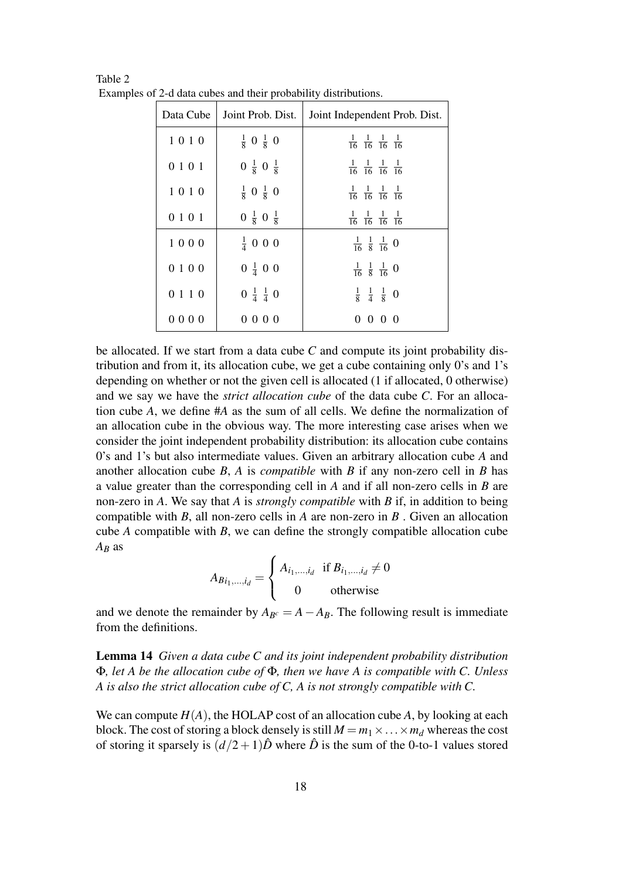Table 2
Examples of 2-d data cubes and their probability distributions.

| Data Cube | Joint Prob. Dist. | Joint Independent Prob. Dist. |
|---|---|---|
| 1 0 1 0 | $\frac{1}{8}$ 0 $\frac{1}{8}$ 0 | $\frac{1}{16}$ $\frac{1}{16}$ $\frac{1}{16}$ $\frac{1}{16}$ |
| 0 1 0 1 | 0 $\frac{1}{8}$ 0 $\frac{1}{8}$ | $\frac{1}{16}$ $\frac{1}{16}$ $\frac{1}{16}$ $\frac{1}{16}$ |
| 1 0 1 0 | $\frac{1}{8}$ 0 $\frac{1}{8}$ 0 | $\frac{1}{16}$ $\frac{1}{16}$ $\frac{1}{16}$ $\frac{1}{16}$ |
| 0 1 0 1 | 0 $\frac{1}{8}$ 0 $\frac{1}{8}$ | $\frac{1}{16}$ $\frac{1}{16}$ $\frac{1}{16}$ $\frac{1}{16}$ |
| 1 0 0 0 | $\frac{1}{4}$ 0 0 0 | $\frac{1}{16}$ $\frac{1}{8}$ $\frac{1}{16}$ 0 |
| 0 1 0 0 | 0 $\frac{1}{4}$ 0 0 | $\frac{1}{16}$ $\frac{1}{8}$ $\frac{1}{16}$ 0 |
| 0 1 1 0 | 0 $\frac{1}{4}$ $\frac{1}{4}$ 0 | $\frac{1}{8}$ $\frac{1}{4}$ $\frac{1}{8}$ 0 |
| 0 0 0 0 | 0 0 0 0 | 0 0 0 0 |

be allocated. If we start from a data cube $C$ and compute its joint probability distribution and from it, its allocation cube, we get a cube containing only 0's and 1's depending on whether or not the given cell is allocated (1 if allocated, 0 otherwise) and we say we have the *strict allocation cube* of the data cube $C$. For an allocation cube $A$, we define $\#A$ as the sum of all cells. We define the normalization of an allocation cube in the obvious way. The more interesting case arises when we consider the joint independent probability distribution: its allocation cube contains 0's and 1's but also intermediate values. Given an arbitrary allocation cube $A$ and another allocation cube $B$, $A$ is *compatible* with $B$ if any non-zero cell in $B$ has a value greater than the corresponding cell in $A$ and if all non-zero cells in $B$ are non-zero in $A$. We say that $A$ is *strongly compatible* with $B$ if, in addition to being compatible with $B$, all non-zero cells in $A$ are non-zero in $B$ . Given an allocation cube $A$ compatible with $B$, we can define the strongly compatible allocation cube $A_B$ as

$$A_{B_{i_1,\ldots,i_d}} = \begin{cases} A_{i_1,\ldots,i_d} & \text{if } B_{i_1,\ldots,i_d} \neq 0 \\ 0 & \text{otherwise} \end{cases}$$

and we denote the remainder by $A_{B^c} = A - A_B$. The following result is immediate from the definitions.

**Lemma 14** *Given a data cube $C$ and its joint independent probability distribution $\Phi$, let $A$ be the allocation cube of $\Phi$, then we have $A$ is compatible with $C$. Unless $A$ is also the strict allocation cube of $C$, $A$ is not strongly compatible with $C$.*

We can compute $H(A)$, the HOLAP cost of an allocation cube $A$, by looking at each block. The cost of storing a block densely is still $M = m_1 \times \ldots \times m_d$ whereas the cost of storing it sparsely is $(d/2+1)\hat{D}$ where $\hat{D}$ is the sum of the 0-to-1 values stored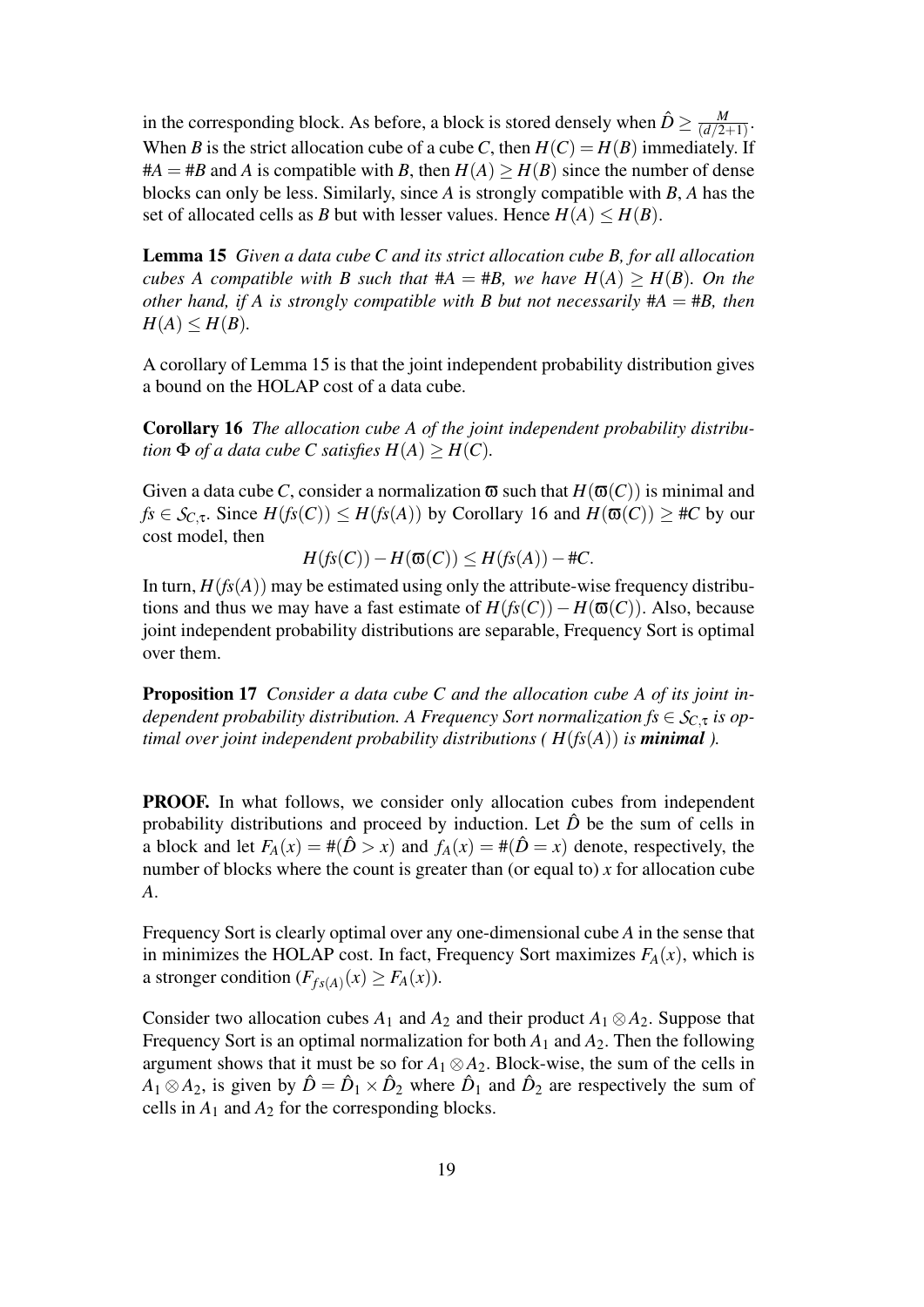in the corresponding block. As before, a block is stored densely when $\hat{D} \geq \frac{M}{(d/2+1)}$. When $B$ is the strict allocation cube of a cube $C$, then $H(C) = H(B)$ immediately. If $\#A = \#B$ and $A$ is compatible with $B$, then $H(A) \geq H(B)$ since the number of dense blocks can only be less. Similarly, since $A$ is strongly compatible with $B$, $A$ has the set of allocated cells as $B$ but with lesser values. Hence $H(A) \leq H(B)$.

**Lemma 15** *Given a data cube $C$ and its strict allocation cube $B$, for all allocation cubes $A$ compatible with $B$ such that $\#A = \#B$, we have $H(A) \geq H(B)$. On the other hand, if $A$ is strongly compatible with $B$ but not necessarily $\#A = \#B$, then $H(A) \leq H(B)$.*

A corollary of Lemma 15 is that the joint independent probability distribution gives a bound on the HOLAP cost of a data cube.

**Corollary 16** *The allocation cube $A$ of the joint independent probability distribution $\Phi$ of a data cube $C$ satisfies $H(A) \geq H(C)$.*

Given a data cube $C$, consider a normalization $\varpi$ such that $H(\varpi(C))$ is minimal and $fs \in \mathcal{S}_{C,\tau}$. Since $H(fs(C)) \leq H(fs(A))$ by Corollary 16 and $H(\varpi(C)) \geq \#C$ by our cost model, then

$$H(fs(C)) - H(\varpi(C)) \leq H(fs(A)) - \#C.$$

In turn, $H(fs(A))$ may be estimated using only the attribute-wise frequency distributions and thus we may have a fast estimate of $H(fs(C)) - H(\varpi(C))$. Also, because joint independent probability distributions are separable, Frequency Sort is optimal over them.

**Proposition 17** *Consider a data cube $C$ and the allocation cube $A$ of its joint independent probability distribution. A Frequency Sort normalization $fs \in \mathcal{S}_{C,\tau}$ is optimal over joint independent probability distributions ( $H(fs(A))$ is **minimal** ).*

**PROOF.** In what follows, we consider only allocation cubes from independent probability distributions and proceed by induction. Let $\hat{D}$ be the sum of cells in a block and let $F_A(x) = \#(\hat{D} > x)$ and $f_A(x) = \#(\hat{D} = x)$ denote, respectively, the number of blocks where the count is greater than (or equal to) $x$ for allocation cube $A$.

Frequency Sort is clearly optimal over any one-dimensional cube $A$ in the sense that in minimizes the HOLAP cost. In fact, Frequency Sort maximizes $F_A(x)$, which is a stronger condition ($F_{fs(A)}(x) \geq F_A(x)$).

Consider two allocation cubes $A_1$ and $A_2$ and their product $A_1 \otimes A_2$. Suppose that Frequency Sort is an optimal normalization for both $A_1$ and $A_2$. Then the following argument shows that it must be so for $A_1 \otimes A_2$. Block-wise, the sum of the cells in $A_1 \otimes A_2$, is given by $\hat{D} = \hat{D}_1 \times \hat{D}_2$ where $\hat{D}_1$ and $\hat{D}_2$ are respectively the sum of cells in $A_1$ and $A_2$ for the corresponding blocks.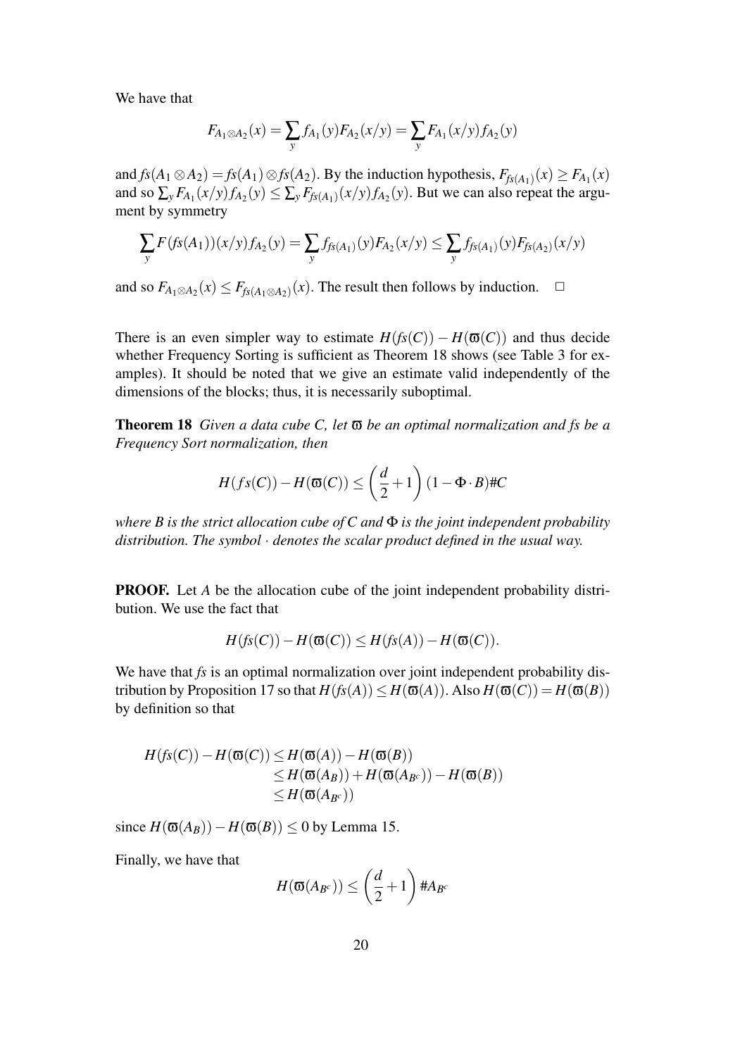We have that

$$F_{A_1 \otimes A_2}(x) = \sum_y f_{A_1}(y) F_{A_2}(x/y) = \sum_y F_{A_1}(x/y) f_{A_2}(y)$$

and $fs(A_1 \otimes A_2) = fs(A_1) \otimes fs(A_2)$. By the induction hypothesis, $F_{fs(A_1)}(x) \geq F_{A_1}(x)$ and so $\sum_y F_{A_1}(x/y) f_{A_2}(y) \leq \sum_y F_{fs(A_1)}(x/y) f_{A_2}(y)$. But we can also repeat the argument by symmetry

$$\sum_y F(fs(A_1))(x/y) f_{A_2}(y) = \sum_y f_{fs(A_1)}(y) F_{A_2}(x/y) \leq \sum_y f_{fs(A_1)}(y) F_{fs(A_2)}(x/y)$$

and so $F_{A_1 \otimes A_2}(x) \leq F_{fs(A_1 \otimes A_2)}(x)$. The result then follows by induction. $\square$

There is an even simpler way to estimate $H(fs(C)) - H(\varpi(C))$ and thus decide whether Frequency Sorting is sufficient as Theorem 18 shows (see Table 3 for examples). It should be noted that we give an estimate valid independently of the dimensions of the blocks; thus, it is necessarily suboptimal.

**Theorem 18** *Given a data cube $C$, let $\varpi$ be an optimal normalization and $fs$ be a Frequency Sort normalization, then*

$$H(fs(C)) - H(\varpi(C)) \leq \left(\frac{d}{2} + 1\right)(1 - \Phi \cdot B)\#C$$

*where $B$ is the strict allocation cube of $C$ and $\Phi$ is the joint independent probability distribution. The symbol $\cdot$ denotes the scalar product defined in the usual way.*

**PROOF.** Let $A$ be the allocation cube of the joint independent probability distribution. We use the fact that

$$H(fs(C)) - H(\varpi(C)) \leq H(fs(A)) - H(\varpi(C)).$$

We have that $fs$ is an optimal normalization over joint independent probability distribution by Proposition 17 so that $H(fs(A)) \leq H(\varpi(A))$. Also $H(\varpi(C)) = H(\varpi(B))$ by definition so that

$$\begin{aligned}
H(fs(C)) - H(\varpi(C)) &\leq H(\varpi(A)) - H(\varpi(B)) \\
&\leq H(\varpi(A_B)) + H(\varpi(A_{B^c})) - H(\varpi(B)) \\
&\leq H(\varpi(A_{B^c}))
\end{aligned}$$

since $H(\varpi(A_B)) - H(\varpi(B)) \leq 0$ by Lemma 15.

Finally, we have that

$$H(\varpi(A_{B^c})) \leq \left(\frac{d}{2} + 1\right)\#A_{B^c}$$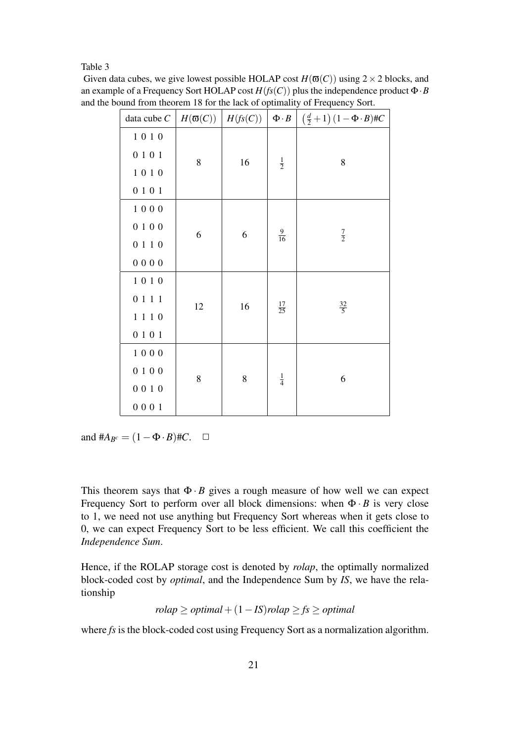Table 3

Given data cubes, we give lowest possible HOLAP cost $H(\varpi(C))$ using $2 \times 2$ blocks, and an example of a Frequency Sort HOLAP cost $H(fs(C))$ plus the independence product $\Phi \cdot B$ and the bound from theorem 18 for the lack of optimality of Frequency Sort.

| data cube $C$ | $H(\varpi(C))$ | $H(fs(C))$ | $\Phi \cdot B$ | $\left(\frac{d}{2}+1\right)(1-\Phi \cdot B)\#C$ |
|---|---|---|---|---|
| 1 0 1 0<br>0 1 0 1<br>1 0 1 0<br>0 1 0 1 | 8 | 16 | $\frac{1}{2}$ | 8 |
| 1 0 0 0<br>0 1 0 0<br>0 1 1 0<br>0 0 0 0 | 6 | 6 | $\frac{9}{16}$ | $\frac{7}{2}$ |
| 1 0 1 0<br>0 1 1 1<br>1 1 1 0<br>0 1 0 1 | 12 | 16 | $\frac{17}{25}$ | $\frac{32}{5}$ |
| 1 0 0 0<br>0 1 0 0<br>0 0 1 0<br>0 0 0 1 | 8 | 8 | $\frac{1}{4}$ | 6 |

and $\#A_{B^c} = (1 - \Phi \cdot B)\#C$. $\square$

This theorem says that $\Phi \cdot B$ gives a rough measure of how well we can expect Frequency Sort to perform over all block dimensions: when $\Phi \cdot B$ is very close to 1, we need not use anything but Frequency Sort whereas when it gets close to 0, we can expect Frequency Sort to be less efficient. We call this coefficient the *Independence Sum*.

Hence, if the ROLAP storage cost is denoted by *rolap*, the optimally normalized block-coded cost by *optimal*, and the Independence Sum by *IS*, we have the relationship

$$rolap \geq optimal + (1 - IS)rolap \geq fs \geq optimal$$

where *fs* is the block-coded cost using Frequency Sort as a normalization algorithm.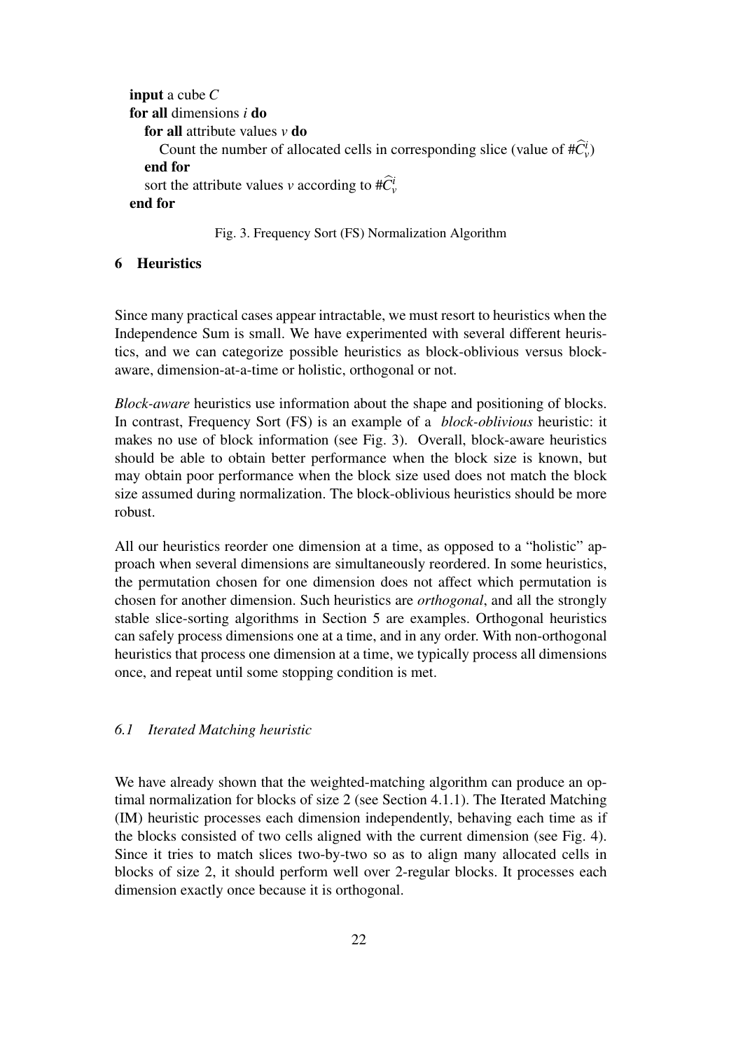```
input a cube C
for all dimensions i do
  for all attribute values v do
    Count the number of allocated cells in corresponding slice (value of #Ĉ_v^i)
  end for
  sort the attribute values v according to #Ĉ_v^i
end for
```

Fig. 3. Frequency Sort (FS) Normalization Algorithm

## 6 Heuristics

Since many practical cases appear intractable, we must resort to heuristics when the Independence Sum is small. We have experimented with several different heuristics, and we can categorize possible heuristics as block-oblivious versus block-aware, dimension-at-a-time or holistic, orthogonal or not.

*Block-aware* heuristics use information about the shape and positioning of blocks. In contrast, Frequency Sort (FS) is an example of a *block-oblivious* heuristic: it makes no use of block information (see Fig. 3). Overall, block-aware heuristics should be able to obtain better performance when the block size is known, but may obtain poor performance when the block size used does not match the block size assumed during normalization. The block-oblivious heuristics should be more robust.

All our heuristics reorder one dimension at a time, as opposed to a "holistic" approach when several dimensions are simultaneously reordered. In some heuristics, the permutation chosen for one dimension does not affect which permutation is chosen for another dimension. Such heuristics are *orthogonal*, and all the strongly stable slice-sorting algorithms in Section 5 are examples. Orthogonal heuristics can safely process dimensions one at a time, and in any order. With non-orthogonal heuristics that process one dimension at a time, we typically process all dimensions once, and repeat until some stopping condition is met.

### *6.1 Iterated Matching heuristic*

We have already shown that the weighted-matching algorithm can produce an optimal normalization for blocks of size 2 (see Section 4.1.1). The Iterated Matching (IM) heuristic processes each dimension independently, behaving each time as if the blocks consisted of two cells aligned with the current dimension (see Fig. 4). Since it tries to match slices two-by-two so as to align many allocated cells in blocks of size 2, it should perform well over 2-regular blocks. It processes each dimension exactly once because it is orthogonal.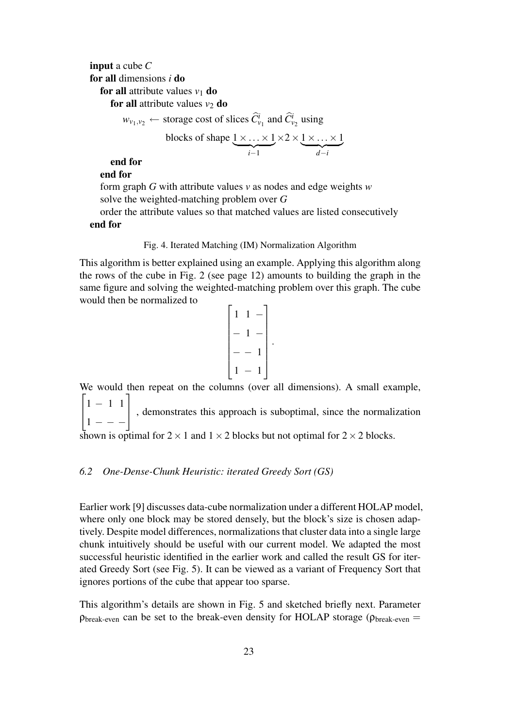```
input a cube C
for all dimensions i do
  for all attribute values v_1 do
    for all attribute values v_2 do
      w_{v_1,v_2} ← storage cost of slices Ĉ^i_{v_1} and Ĉ^i_{v_2} using
            blocks of shape 1 × ... × 1 (i−1 times) × 2 × 1 × ... × 1 (d−i times)
    end for
  end for
  form graph G with attribute values v as nodes and edge weights w
  solve the weighted-matching problem over G
  order the attribute values so that matched values are listed consecutively
end for
```

**input** a cube $C$
**for all** dimensions $i$ **do**
  **for all** attribute values $v_1$ **do**
    **for all** attribute values $v_2$ **do**
      $w_{v_1,v_2} \leftarrow$ storage cost of slices $\widehat{C}^i_{v_1}$ and $\widehat{C}^i_{v_2}$ using

$$\text{blocks of shape } \underbrace{1 \times \ldots \times 1}_{i-1} \times 2 \times \underbrace{1 \times \ldots \times 1}_{d-i}$$

    **end for**
  **end for**
  form graph $G$ with attribute values $v$ as nodes and edge weights $w$
  solve the weighted-matching problem over $G$
  order the attribute values so that matched values are listed consecutively
**end for**

Fig. 4. Iterated Matching (IM) Normalization Algorithm

This algorithm is better explained using an example. Applying this algorithm along the rows of the cube in Fig. 2 (see page 12) amounts to building the graph in the same figure and solving the weighted-matching problem over this graph. The cube would then be normalized to

$$\begin{bmatrix} 1 & 1 & - \\ - & 1 & - \\ - & - & 1 \\ 1 & - & 1 \end{bmatrix}.$$

We would then repeat on the columns (over all dimensions). A small example, $\begin{bmatrix} 1 & - & 1 & 1 \\ 1 & - & - & - \end{bmatrix}$, demonstrates this approach is suboptimal, since the normalization shown is optimal for $2 \times 1$ and $1 \times 2$ blocks but not optimal for $2 \times 2$ blocks.

### 6.2 One-Dense-Chunk Heuristic: iterated Greedy Sort (GS)

Earlier work [9] discusses data-cube normalization under a different HOLAP model, where only one block may be stored densely, but the block's size is chosen adaptively. Despite model differences, normalizations that cluster data into a single large chunk intuitively should be useful with our current model. We adapted the most successful heuristic identified in the earlier work and called the result GS for iterated Greedy Sort (see Fig. 5). It can be viewed as a variant of Frequency Sort that ignores portions of the cube that appear too sparse.

This algorithm's details are shown in Fig. 5 and sketched briefly next. Parameter $\rho_{\text{break-even}}$ can be set to the break-even density for HOLAP storage ($\rho_{\text{break-even}} =$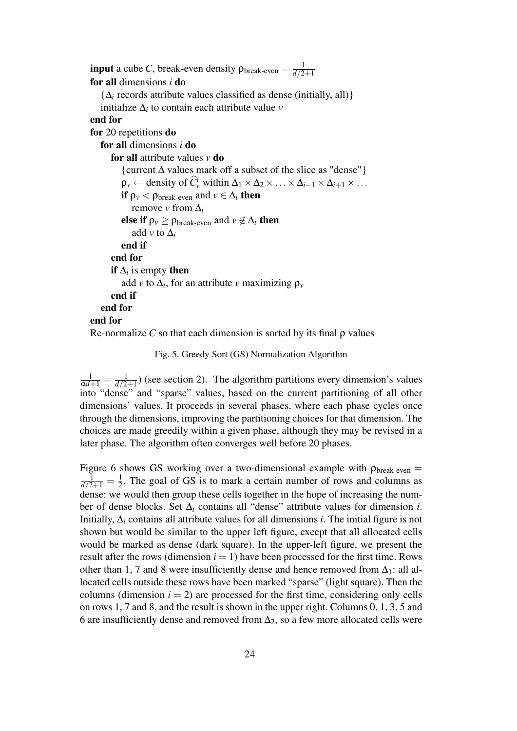```
input a cube C, break-even density ρ_break-even = 1/(d/2+1)
for all dimensions i do
    {Δ_i records attribute values classified as dense (initially, all)}
    initialize Δ_i to contain each attribute value v
end for
for 20 repetitions do
    for all dimensions i do
        for all attribute values v do
            {current Δ values mark off a subset of the slice as "dense"}
            ρ_v ← density of Ĉ^i_v within Δ_1 × Δ_2 × ... × Δ_{i-1} × Δ_{i+1} × ...
            if ρ_v < ρ_break-even and v ∈ Δ_i then
                remove v from Δ_i
            else if ρ_v ≥ ρ_break-even and v ∉ Δ_i then
                add v to Δ_i
            end if
        end for
        if Δ_i is empty then
            add v to Δ_i, for an attribute v maximizing ρ_v
        end if
    end for
end for
Re-normalize C so that each dimension is sorted by its final ρ values
```

Fig. 5. Greedy Sort (GS) Normalization Algorithm

$\frac{1}{\alpha d+1} = \frac{1}{d/2+1}$) (see section 2). The algorithm partitions every dimension's values into "dense" and "sparse" values, based on the current partitioning of all other dimensions' values. It proceeds in several phases, where each phase cycles once through the dimensions, improving the partitioning choices for that dimension. The choices are made greedily within a given phase, although they may be revised in a later phase. The algorithm often converges well before 20 phases.

Figure 6 shows GS working over a two-dimensional example with $\rho_{\text{break-even}} = \frac{1}{d/2+1} = \frac{1}{2}$. The goal of GS is to mark a certain number of rows and columns as dense: we would then group these cells together in the hope of increasing the number of dense blocks. Set $\Delta_i$ contains all "dense" attribute values for dimension $i$. Initially, $\Delta_i$ contains all attribute values for all dimensions $i$. The initial figure is not shown but would be similar to the upper left figure, except that all allocated cells would be marked as dense (dark square). In the upper-left figure, we present the result after the rows (dimension $i = 1$) have been processed for the first time. Rows other than 1, 7 and 8 were insufficiently dense and hence removed from $\Delta_1$: all allocated cells outside these rows have been marked "sparse" (light square). Then the columns (dimension $i = 2$) are processed for the first time, considering only cells on rows 1, 7 and 8, and the result is shown in the upper right. Columns 0, 1, 3, 5 and 6 are insufficiently dense and removed from $\Delta_2$, so a few more allocated cells were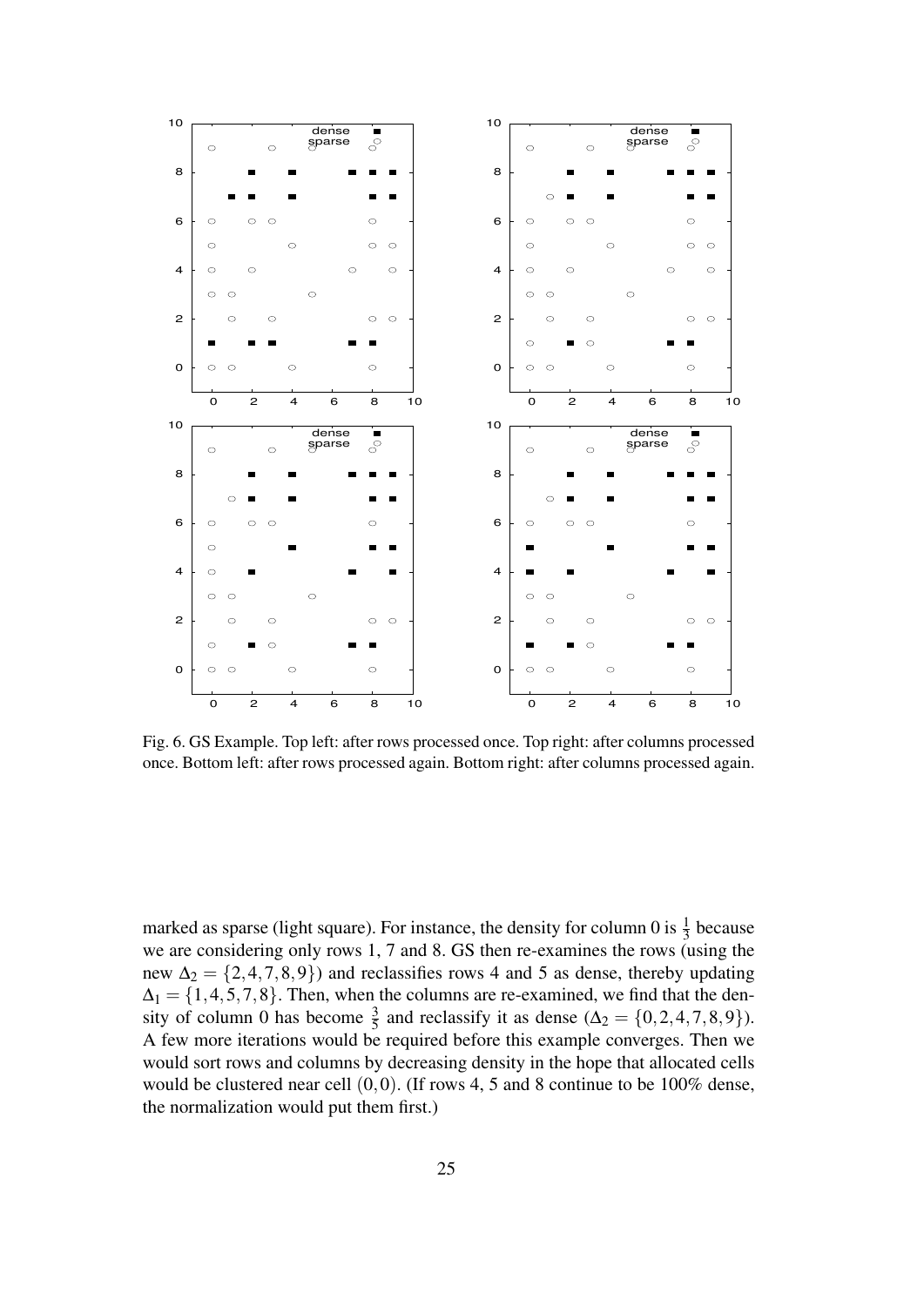Fig. 6. GS Example. Top left: after rows processed once. Top right: after columns processed once. Bottom left: after rows processed again. Bottom right: after columns processed again.

marked as sparse (light square). For instance, the density for column 0 is $\frac{1}{3}$ because we are considering only rows 1, 7 and 8. GS then re-examines the rows (using the new $\Delta_2 = \{2,4,7,8,9\}$) and reclassifies rows 4 and 5 as dense, thereby updating $\Delta_1 = \{1,4,5,7,8\}$. Then, when the columns are re-examined, we find that the density of column 0 has become $\frac{3}{5}$ and reclassify it as dense ($\Delta_2 = \{0,2,4,7,8,9\}$). A few more iterations would be required before this example converges. Then we would sort rows and columns by decreasing density in the hope that allocated cells would be clustered near cell $(0,0)$. (If rows 4, 5 and 8 continue to be 100% dense, the normalization would put them first.)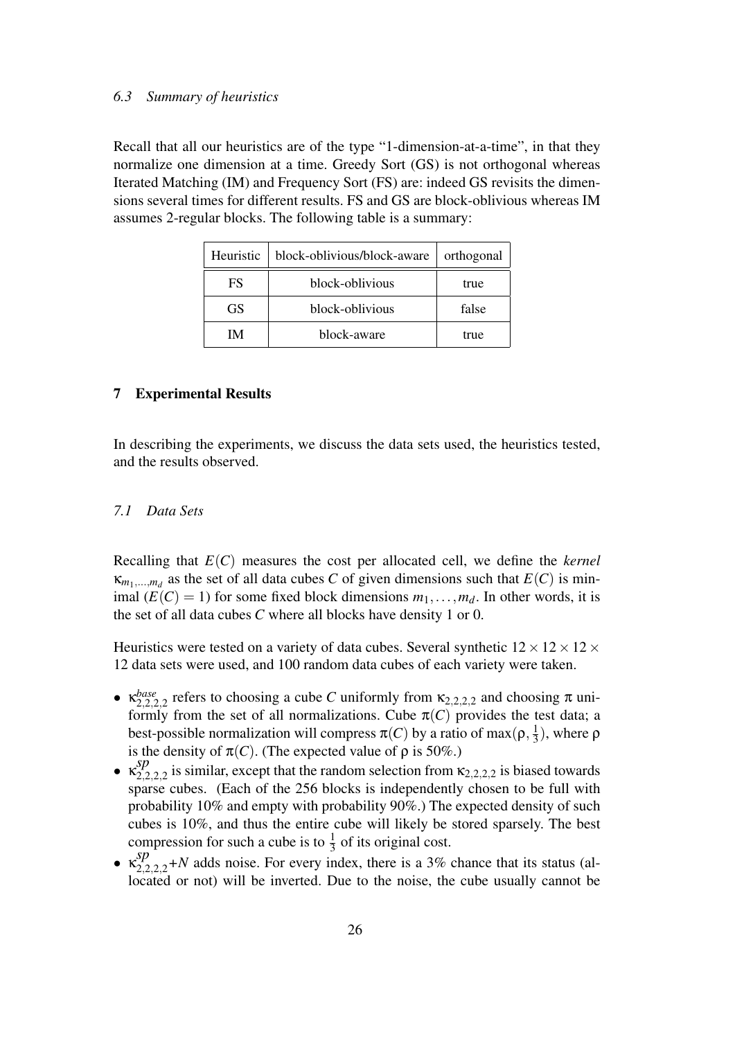### 6.3 Summary of heuristics

Recall that all our heuristics are of the type "1-dimension-at-a-time", in that they normalize one dimension at a time. Greedy Sort (GS) is not orthogonal whereas Iterated Matching (IM) and Frequency Sort (FS) are: indeed GS revisits the dimensions several times for different results. FS and GS are block-oblivious whereas IM assumes 2-regular blocks. The following table is a summary:

| Heuristic | block-oblivious/block-aware | orthogonal |
|---|---|---|
| FS | block-oblivious | true |
| GS | block-oblivious | false |
| IM | block-aware | true |

## 7 Experimental Results

In describing the experiments, we discuss the data sets used, the heuristics tested, and the results observed.

### 7.1 Data Sets

Recalling that $E(C)$ measures the cost per allocated cell, we define the *kernel* $\kappa_{m_1,\ldots,m_d}$ as the set of all data cubes $C$ of given dimensions such that $E(C)$ is minimal ($E(C) = 1$) for some fixed block dimensions $m_1,\ldots,m_d$. In other words, it is the set of all data cubes $C$ where all blocks have density 1 or 0.

Heuristics were tested on a variety of data cubes. Several synthetic $12 \times 12 \times 12 \times 12$ data sets were used, and 100 random data cubes of each variety were taken.

- $\kappa^{base}_{2,2,2,2}$ refers to choosing a cube $C$ uniformly from $\kappa_{2,2,2,2}$ and choosing $\pi$ uniformly from the set of all normalizations. Cube $\pi(C)$ provides the test data; a best-possible normalization will compress $\pi(C)$ by a ratio of $\max(\rho, \frac{1}{3})$, where $\rho$ is the density of $\pi(C)$. (The expected value of $\rho$ is 50%.)
- $\kappa^{sp}_{2,2,2,2}$ is similar, except that the random selection from $\kappa_{2,2,2,2}$ is biased towards sparse cubes. (Each of the 256 blocks is independently chosen to be full with probability 10% and empty with probability 90%.) The expected density of such cubes is 10%, and thus the entire cube will likely be stored sparsely. The best compression for such a cube is to $\frac{1}{3}$ of its original cost.
- $\kappa^{sp}_{2,2,2,2}$+$N$ adds noise. For every index, there is a 3% chance that its status (allocated or not) will be inverted. Due to the noise, the cube usually cannot be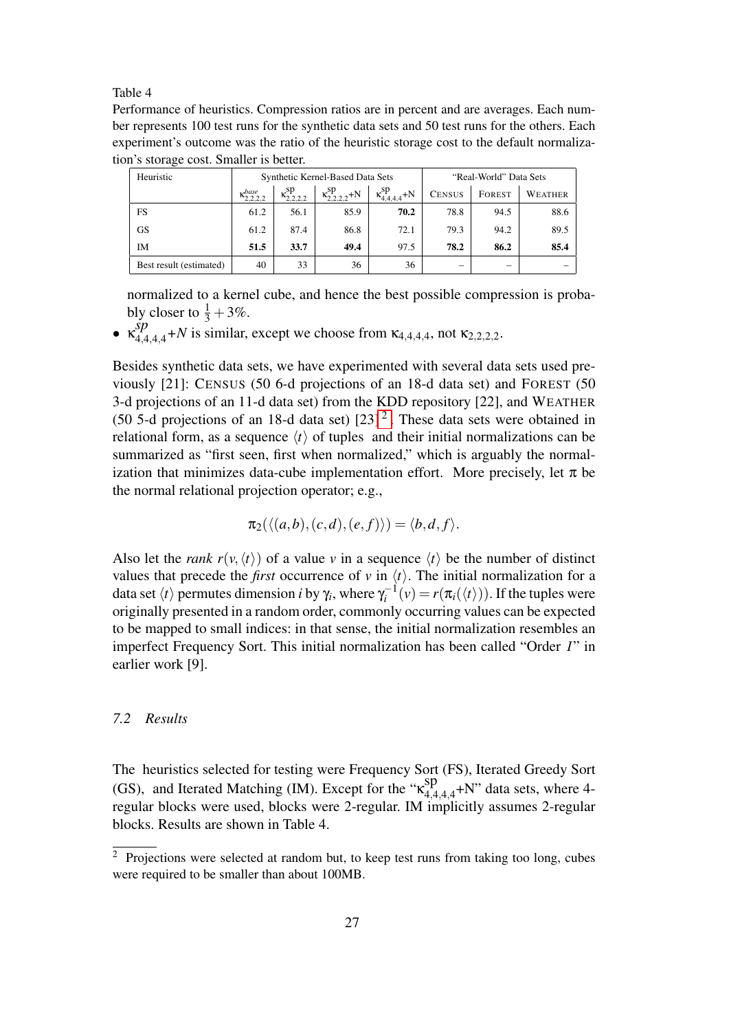Table 4

Performance of heuristics. Compression ratios are in percent and are averages. Each number represents 100 test runs for the synthetic data sets and 50 test runs for the others. Each experiment's outcome was the ratio of the heuristic storage cost to the default normalization's storage cost. Smaller is better.

| Heuristic | Synthetic Kernel-Based Data Sets | | | | "Real-World" Data Sets | | |
|---|---|---|---|---|---|---|---|
| | $\kappa^{base}_{2,2,2,2}$ | $\kappa^{sp}_{2,2,2,2}$ | $\kappa^{sp}_{2,2,2,2}$+N | $\kappa^{sp}_{4,4,4,4}$+N | CENSUS | FOREST | WEATHER |
| FS | 61.2 | 56.1 | 85.9 | **70.2** | 78.8 | 94.5 | 88.6 |
| GS | 61.2 | 87.4 | 86.8 | 72.1 | 79.3 | 94.2 | 89.5 |
| IM | **51.5** | **33.7** | **49.4** | 97.5 | **78.2** | **86.2** | **85.4** |
| Best result (estimated) | 40 | 33 | 36 | 36 | – | – | – |

normalized to a kernel cube, and hence the best possible compression is probably closer to $\frac{1}{3}+3\%$.

- $\kappa^{sp}_{4,4,4,4}$+$N$ is similar, except we choose from $\kappa_{4,4,4,4}$, not $\kappa_{2,2,2,2}$.

Besides synthetic data sets, we have experimented with several data sets used previously [21]: CENSUS (50 6-d projections of an 18-d data set) and FOREST (50 3-d projections of an 11-d data set) from the KDD repository [22], and WEATHER (50 5-d projections of an 18-d data set) [23][2]. These data sets were obtained in relational form, as a sequence $\langle t \rangle$ of tuples and their initial normalizations can be summarized as "first seen, first when normalized," which is arguably the normalization that minimizes data-cube implementation effort. More precisely, let $\pi$ be the normal relational projection operator; e.g.,

$$\pi_2(\langle (a,b),(c,d),(e,f) \rangle) = \langle b,d,f \rangle.$$

Also let the *rank* $r(v,\langle t \rangle)$ of a value $v$ in a sequence $\langle t \rangle$ be the number of distinct values that precede the *first* occurrence of $v$ in $\langle t \rangle$. The initial normalization for a data set $\langle t \rangle$ permutes dimension $i$ by $\gamma_i$, where $\gamma_i^{-1}(v) = r(\pi_i(\langle t \rangle))$. If the tuples were originally presented in a random order, commonly occurring values can be expected to be mapped to small indices: in that sense, the initial normalization resembles an imperfect Frequency Sort. This initial normalization has been called "Order $I$" in earlier work [9].

### 7.2 Results

The heuristics selected for testing were Frequency Sort (FS), Iterated Greedy Sort (GS), and Iterated Matching (IM). Except for the "$\kappa^{sp}_{4,4,4,4}$+N" data sets, where 4-regular blocks were used, blocks were 2-regular. IM implicitly assumes 2-regular blocks. Results are shown in Table 4.

[2] Projections were selected at random but, to keep test runs from taking too long, cubes were required to be smaller than about 100MB.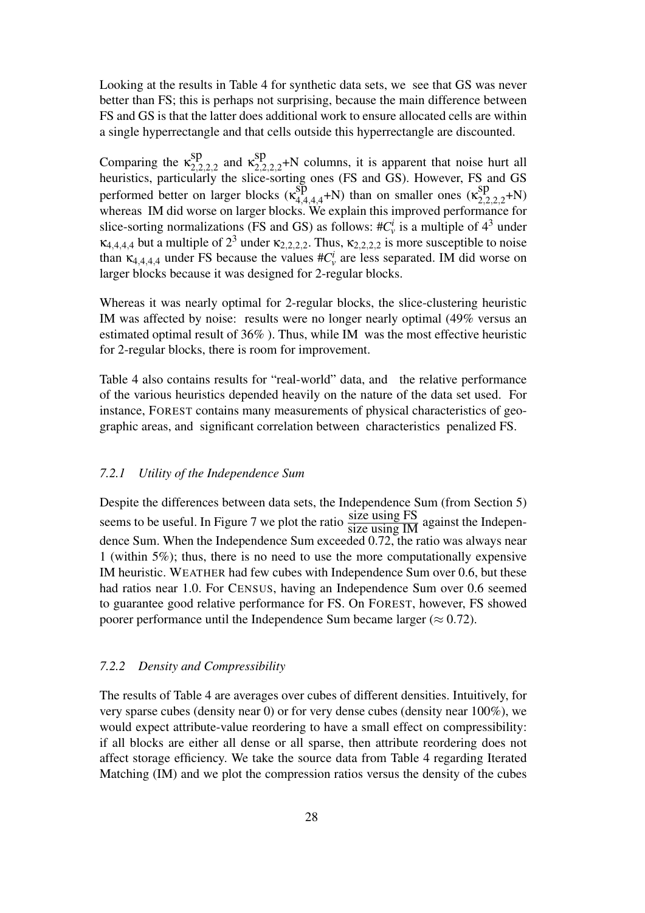Looking at the results in Table 4 for synthetic data sets, we see that GS was never better than FS; this is perhaps not surprising, because the main difference between FS and GS is that the latter does additional work to ensure allocated cells are within a single hyperrectangle and that cells outside this hyperrectangle are discounted.

Comparing the $\kappa^{\text{sp}}_{2,2,2,2}$ and $\kappa^{\text{sp}}_{2,2,2,2}$+N columns, it is apparent that noise hurt all heuristics, particularly the slice-sorting ones (FS and GS). However, FS and GS performed better on larger blocks ($\kappa^{\text{sp}}_{4,4,4,4}$+N) than on smaller ones ($\kappa^{\text{sp}}_{2,2,2,2}$+N) whereas IM did worse on larger blocks. We explain this improved performance for slice-sorting normalizations (FS and GS) as follows: $\#C^i_v$ is a multiple of $4^3$ under $\kappa_{4,4,4,4}$ but a multiple of $2^3$ under $\kappa_{2,2,2,2}$. Thus, $\kappa_{2,2,2,2}$ is more susceptible to noise than $\kappa_{4,4,4,4}$ under FS because the values $\#C^i_v$ are less separated. IM did worse on larger blocks because it was designed for 2-regular blocks.

Whereas it was nearly optimal for 2-regular blocks, the slice-clustering heuristic IM was affected by noise: results were no longer nearly optimal (49% versus an estimated optimal result of 36% ). Thus, while IM was the most effective heuristic for 2-regular blocks, there is room for improvement.

Table 4 also contains results for "real-world" data, and the relative performance of the various heuristics depended heavily on the nature of the data set used. For instance, FOREST contains many measurements of physical characteristics of geographic areas, and significant correlation between characteristics penalized FS.

### 7.2.1 Utility of the Independence Sum

Despite the differences between data sets, the Independence Sum (from Section 5) seems to be useful. In Figure 7 we plot the ratio $\frac{\text{size using FS}}{\text{size using IM}}$ against the Independence Sum. When the Independence Sum exceeded 0.72, the ratio was always near 1 (within 5%); thus, there is no need to use the more computationally expensive IM heuristic. WEATHER had few cubes with Independence Sum over 0.6, but these had ratios near 1.0. For CENSUS, having an Independence Sum over 0.6 seemed to guarantee good relative performance for FS. On FOREST, however, FS showed poorer performance until the Independence Sum became larger ($\approx 0.72$).

### 7.2.2 Density and Compressibility

The results of Table 4 are averages over cubes of different densities. Intuitively, for very sparse cubes (density near 0) or for very dense cubes (density near 100%), we would expect attribute-value reordering to have a small effect on compressibility: if all blocks are either all dense or all sparse, then attribute reordering does not affect storage efficiency. We take the source data from Table 4 regarding Iterated Matching (IM) and we plot the compression ratios versus the density of the cubes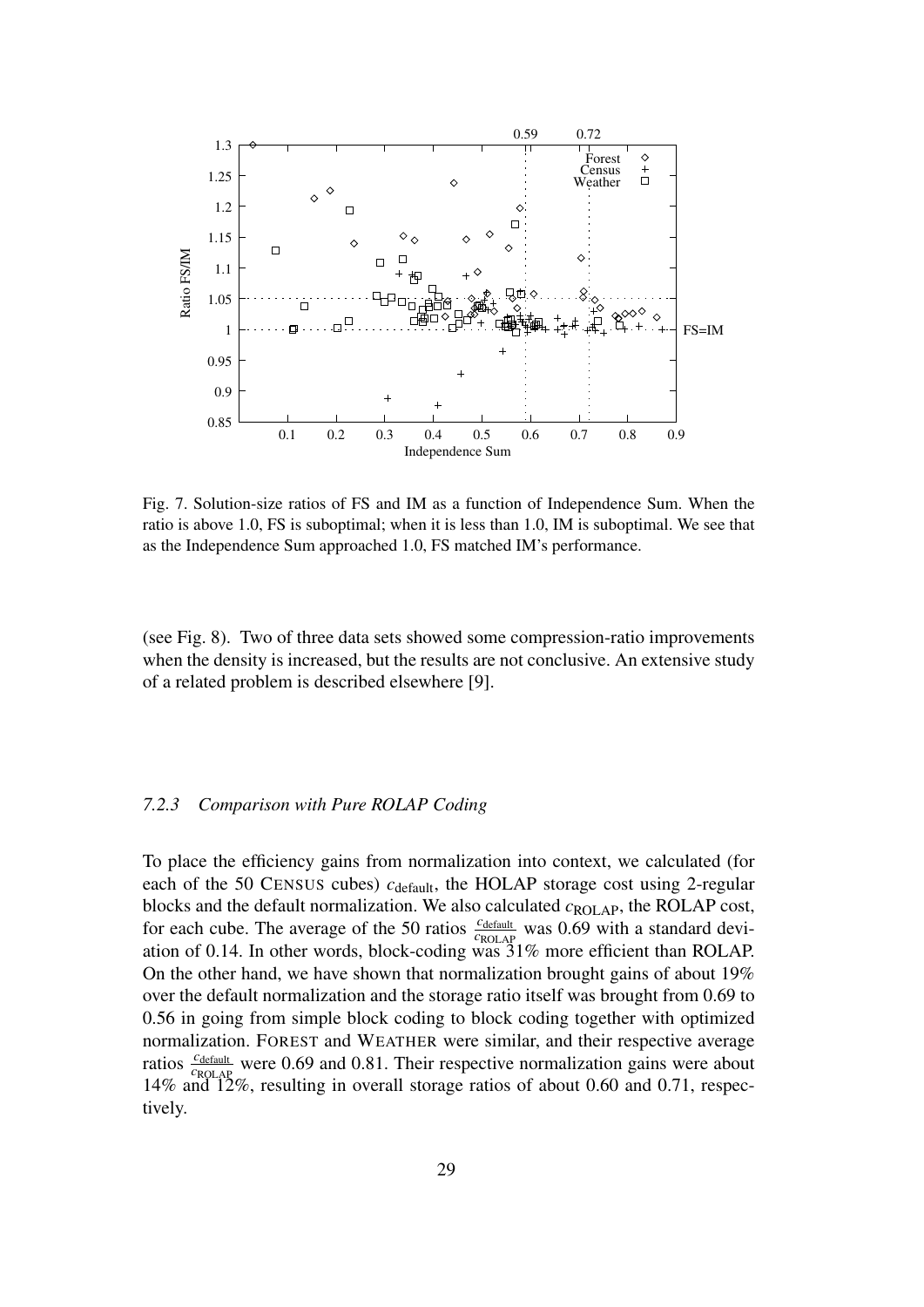Fig. 7. Solution-size ratios of FS and IM as a function of Independence Sum. When the ratio is above 1.0, FS is suboptimal; when it is less than 1.0, IM is suboptimal. We see that as the Independence Sum approached 1.0, FS matched IM's performance.

(see Fig. 8). Two of three data sets showed some compression-ratio improvements when the density is increased, but the results are not conclusive. An extensive study of a related problem is described elsewhere [9].

### *7.2.3 Comparison with Pure ROLAP Coding*

To place the efficiency gains from normalization into context, we calculated (for each of the 50 CENSUS cubes) $c_{\text{default}}$, the HOLAP storage cost using 2-regular blocks and the default normalization. We also calculated $c_{\text{ROLAP}}$, the ROLAP cost, for each cube. The average of the 50 ratios $\frac{c_{\text{default}}}{c_{\text{ROLAP}}}$ was 0.69 with a standard deviation of 0.14. In other words, block-coding was 31% more efficient than ROLAP. On the other hand, we have shown that normalization brought gains of about 19% over the default normalization and the storage ratio itself was brought from 0.69 to 0.56 in going from simple block coding to block coding together with optimized normalization. FOREST and WEATHER were similar, and their respective average ratios $\frac{c_{\text{default}}}{c_{\text{ROLAP}}}$ were 0.69 and 0.81. Their respective normalization gains were about 14% and 12%, resulting in overall storage ratios of about 0.60 and 0.71, respectively.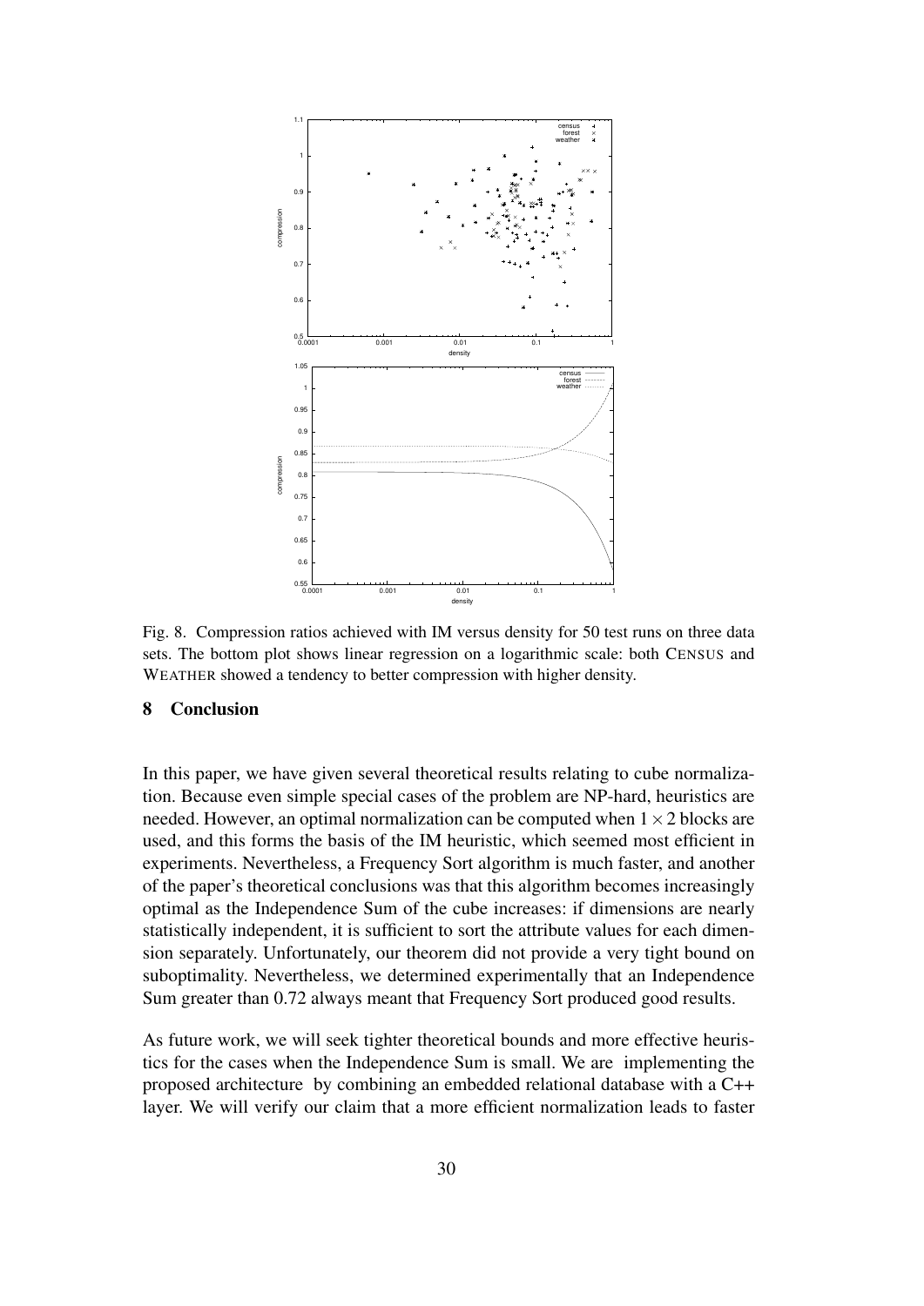Fig. 8. Compression ratios achieved with IM versus density for 50 test runs on three data sets. The bottom plot shows linear regression on a logarithmic scale: both CENSUS and WEATHER showed a tendency to better compression with higher density.

## 8 Conclusion

In this paper, we have given several theoretical results relating to cube normalization. Because even simple special cases of the problem are NP-hard, heuristics are needed. However, an optimal normalization can be computed when $1 \times 2$ blocks are used, and this forms the basis of the IM heuristic, which seemed most efficient in experiments. Nevertheless, a Frequency Sort algorithm is much faster, and another of the paper's theoretical conclusions was that this algorithm becomes increasingly optimal as the Independence Sum of the cube increases: if dimensions are nearly statistically independent, it is sufficient to sort the attribute values for each dimension separately. Unfortunately, our theorem did not provide a very tight bound on suboptimality. Nevertheless, we determined experimentally that an Independence Sum greater than 0.72 always meant that Frequency Sort produced good results.

As future work, we will seek tighter theoretical bounds and more effective heuristics for the cases when the Independence Sum is small. We are implementing the proposed architecture by combining an embedded relational database with a C++ layer. We will verify our claim that a more efficient normalization leads to faster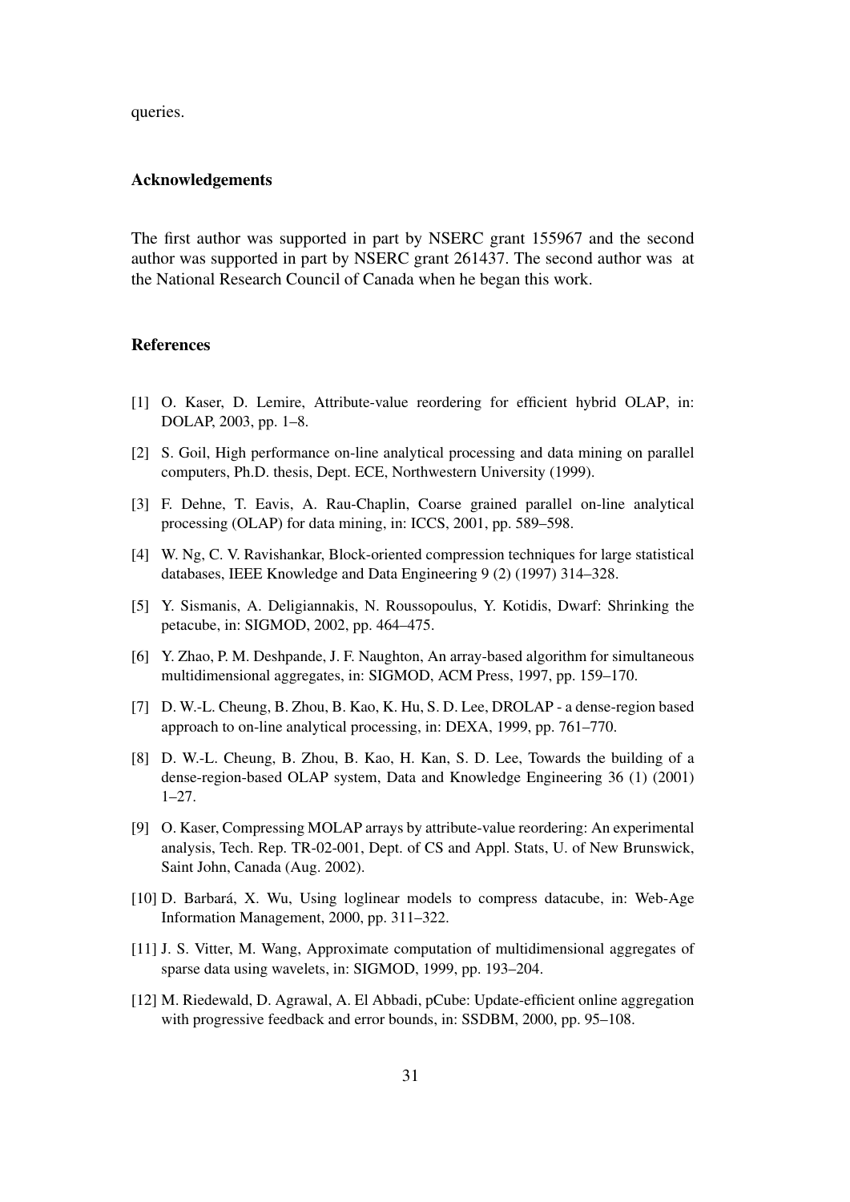queries.

## Acknowledgements

The first author was supported in part by NSERC grant 155967 and the second author was supported in part by NSERC grant 261437. The second author was at the National Research Council of Canada when he began this work.

## References

[1] O. Kaser, D. Lemire, Attribute-value reordering for efficient hybrid OLAP, in: DOLAP, 2003, pp. 1–8.

[2] S. Goil, High performance on-line analytical processing and data mining on parallel computers, Ph.D. thesis, Dept. ECE, Northwestern University (1999).

[3] F. Dehne, T. Eavis, A. Rau-Chaplin, Coarse grained parallel on-line analytical processing (OLAP) for data mining, in: ICCS, 2001, pp. 589–598.

[4] W. Ng, C. V. Ravishankar, Block-oriented compression techniques for large statistical databases, IEEE Knowledge and Data Engineering 9 (2) (1997) 314–328.

[5] Y. Sismanis, A. Deligiannakis, N. Roussopoulus, Y. Kotidis, Dwarf: Shrinking the petacube, in: SIGMOD, 2002, pp. 464–475.

[6] Y. Zhao, P. M. Deshpande, J. F. Naughton, An array-based algorithm for simultaneous multidimensional aggregates, in: SIGMOD, ACM Press, 1997, pp. 159–170.

[7] D. W.-L. Cheung, B. Zhou, B. Kao, K. Hu, S. D. Lee, DROLAP - a dense-region based approach to on-line analytical processing, in: DEXA, 1999, pp. 761–770.

[8] D. W.-L. Cheung, B. Zhou, B. Kao, H. Kan, S. D. Lee, Towards the building of a dense-region-based OLAP system, Data and Knowledge Engineering 36 (1) (2001) 1–27.

[9] O. Kaser, Compressing MOLAP arrays by attribute-value reordering: An experimental analysis, Tech. Rep. TR-02-001, Dept. of CS and Appl. Stats, U. of New Brunswick, Saint John, Canada (Aug. 2002).

[10] D. Barbará, X. Wu, Using loglinear models to compress datacube, in: Web-Age Information Management, 2000, pp. 311–322.

[11] J. S. Vitter, M. Wang, Approximate computation of multidimensional aggregates of sparse data using wavelets, in: SIGMOD, 1999, pp. 193–204.

[12] M. Riedewald, D. Agrawal, A. El Abbadi, pCube: Update-efficient online aggregation with progressive feedback and error bounds, in: SSDBM, 2000, pp. 95–108.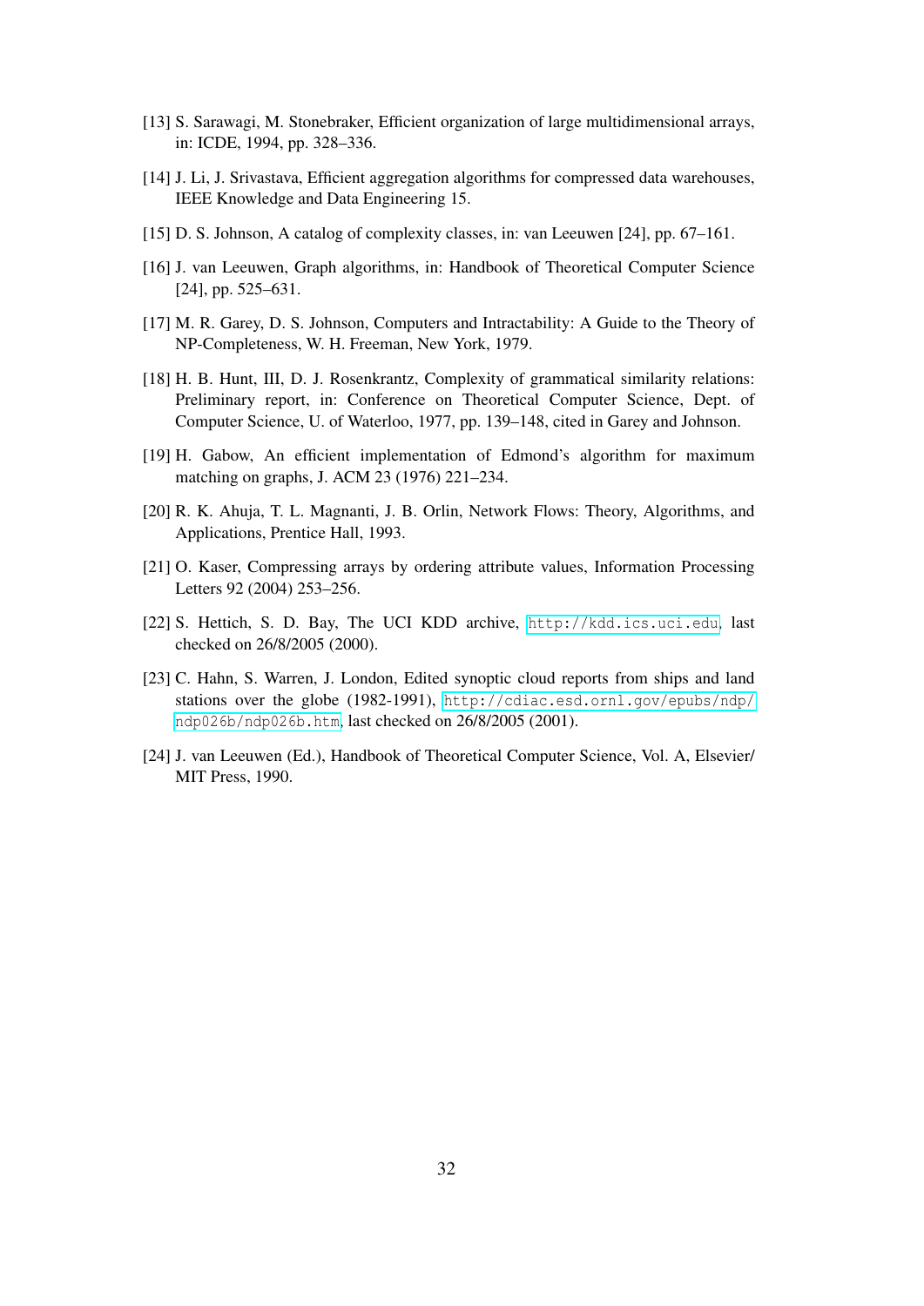[13] S. Sarawagi, M. Stonebraker, Efficient organization of large multidimensional arrays, in: ICDE, 1994, pp. 328–336.

[14] J. Li, J. Srivastava, Efficient aggregation algorithms for compressed data warehouses, IEEE Knowledge and Data Engineering 15.

[15] D. S. Johnson, A catalog of complexity classes, in: van Leeuwen [24], pp. 67–161.

[16] J. van Leeuwen, Graph algorithms, in: Handbook of Theoretical Computer Science [24], pp. 525–631.

[17] M. R. Garey, D. S. Johnson, Computers and Intractability: A Guide to the Theory of NP-Completeness, W. H. Freeman, New York, 1979.

[18] H. B. Hunt, III, D. J. Rosenkrantz, Complexity of grammatical similarity relations: Preliminary report, in: Conference on Theoretical Computer Science, Dept. of Computer Science, U. of Waterloo, 1977, pp. 139–148, cited in Garey and Johnson.

[19] H. Gabow, An efficient implementation of Edmond's algorithm for maximum matching on graphs, J. ACM 23 (1976) 221–234.

[20] R. K. Ahuja, T. L. Magnanti, J. B. Orlin, Network Flows: Theory, Algorithms, and Applications, Prentice Hall, 1993.

[21] O. Kaser, Compressing arrays by ordering attribute values, Information Processing Letters 92 (2004) 253–256.

[22] S. Hettich, S. D. Bay, The UCI KDD archive, http://kdd.ics.uci.edu, last checked on 26/8/2005 (2000).

[23] C. Hahn, S. Warren, J. London, Edited synoptic cloud reports from ships and land stations over the globe (1982-1991), http://cdiac.esd.ornl.gov/epubs/ndp/ndp026b/ndp026b.htm, last checked on 26/8/2005 (2001).

[24] J. van Leeuwen (Ed.), Handbook of Theoretical Computer Science, Vol. A, Elsevier/ MIT Press, 1990.